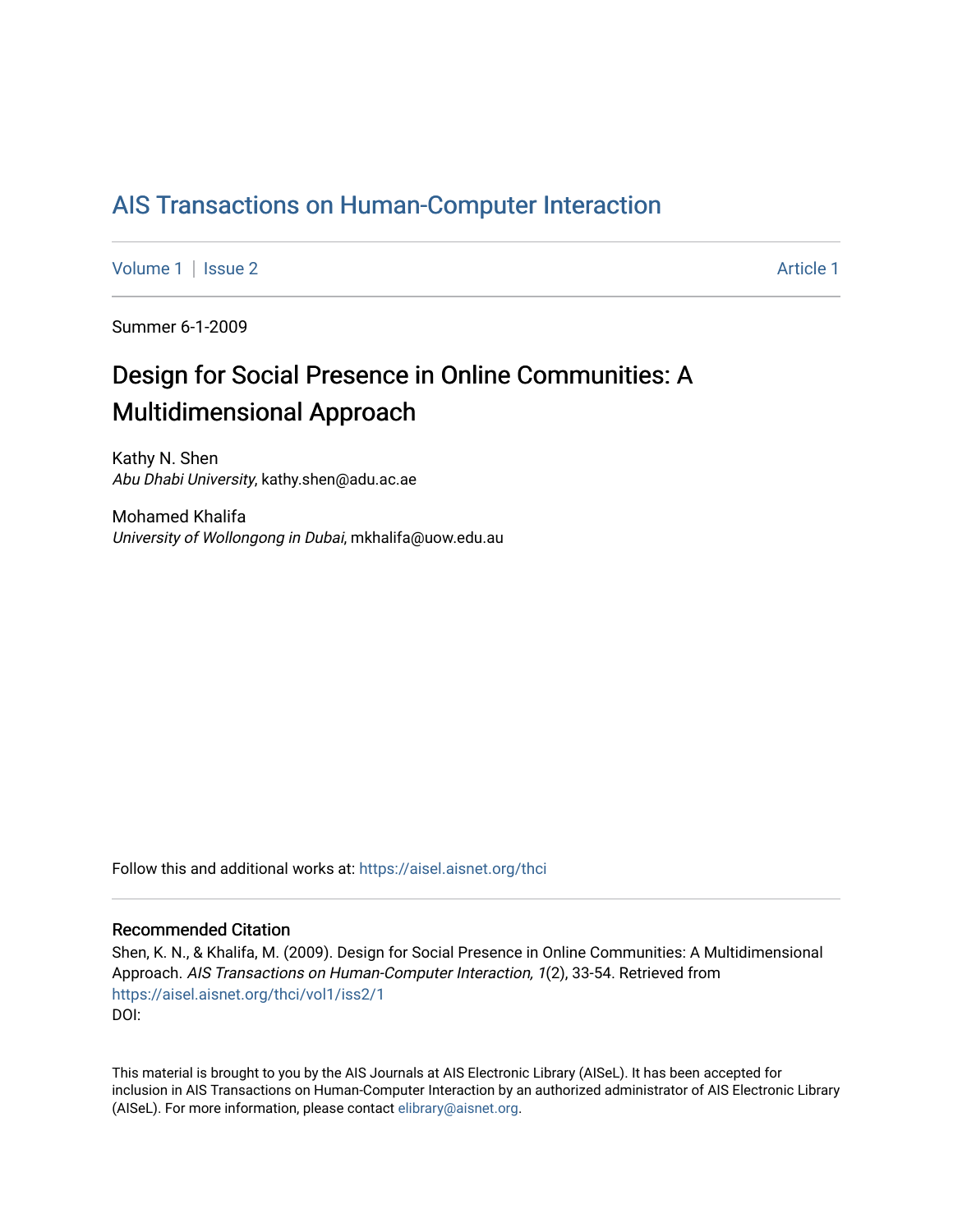# AIS Transactions on Human-Computer Interaction

Volume 1 | Issue 2 | Article 1

Summer 6-1-2009

## Design for Social Presence in Online Communities: A Multidimensional Approach

Kathy N. Shen
*Abu Dhabi University*, kathy.shen@adu.ac.ae

Mohamed Khalifa
*University of Wollongong in Dubai*, mkhalifa@uow.edu.au

Follow this and additional works at: https://aisel.aisnet.org/thci

### Recommended Citation

Shen, K. N., & Khalifa, M. (2009). Design for Social Presence in Online Communities: A Multidimensional Approach. *AIS Transactions on Human-Computer Interaction, 1*(2), 33-54. Retrieved from https://aisel.aisnet.org/thci/vol1/iss2/1
DOI:

This material is brought to you by the AIS Journals at AIS Electronic Library (AISeL). It has been accepted for inclusion in AIS Transactions on Human-Computer Interaction by an authorized administrator of AIS Electronic Library (AISeL). For more information, please contact elibrary@aisnet.org.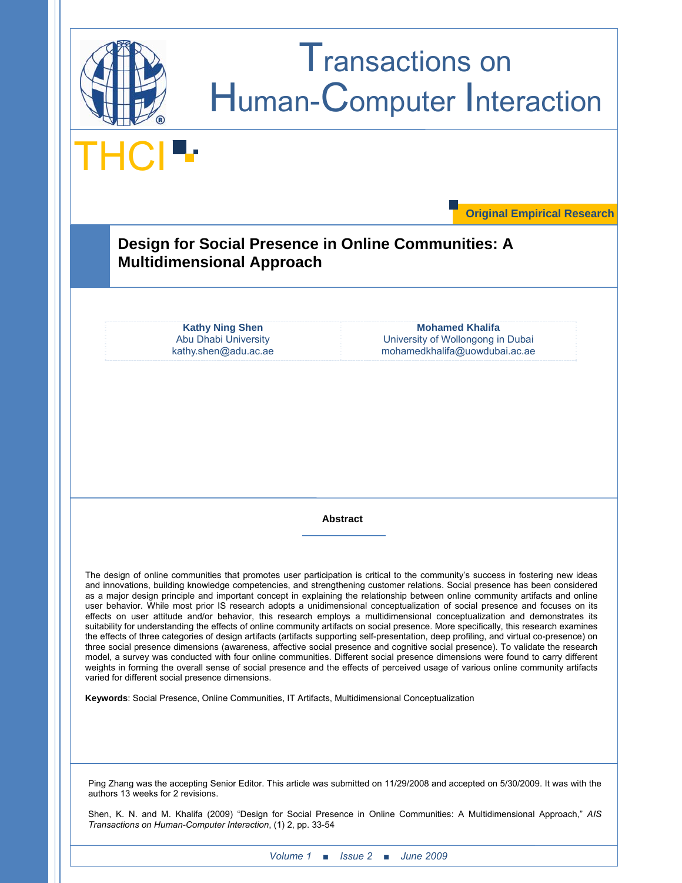# Transactions on Human-Computer Interaction

THCI

Original Empirical Research

## Design for Social Presence in Online Communities: A Multidimensional Approach

**Kathy Ning Shen**
Abu Dhabi University
kathy.shen@adu.ac.ae

**Mohamed Khalifa**
University of Wollongong in Dubai
mohamedkhalifa@uowdubai.ac.ae

### Abstract

The design of online communities that promotes user participation is critical to the community's success in fostering new ideas and innovations, building knowledge competencies, and strengthening customer relations. Social presence has been considered as a major design principle and important concept in explaining the relationship between online community artifacts and online user behavior. While most prior IS research adopts a unidimensional conceptualization of social presence and focuses on its effects on user attitude and/or behavior, this research employs a multidimensional conceptualization and demonstrates its suitability for understanding the effects of online community artifacts on social presence. More specifically, this research examines the effects of three categories of design artifacts (artifacts supporting self-presentation, deep profiling, and virtual co-presence) on three social presence dimensions (awareness, affective social presence and cognitive social presence). To validate the research model, a survey was conducted with four online communities. Different social presence dimensions were found to carry different weights in forming the overall sense of social presence and the effects of perceived usage of various online community artifacts varied for different social presence dimensions.

**Keywords**: Social Presence, Online Communities, IT Artifacts, Multidimensional Conceptualization

Ping Zhang was the accepting Senior Editor. This article was submitted on 11/29/2008 and accepted on 5/30/2009. It was with the authors 13 weeks for 2 revisions.

Shen, K. N. and M. Khalifa (2009) "Design for Social Presence in Online Communities: A Multidimensional Approach," *AIS Transactions on Human-Computer Interaction*, (1) 2, pp. 33-54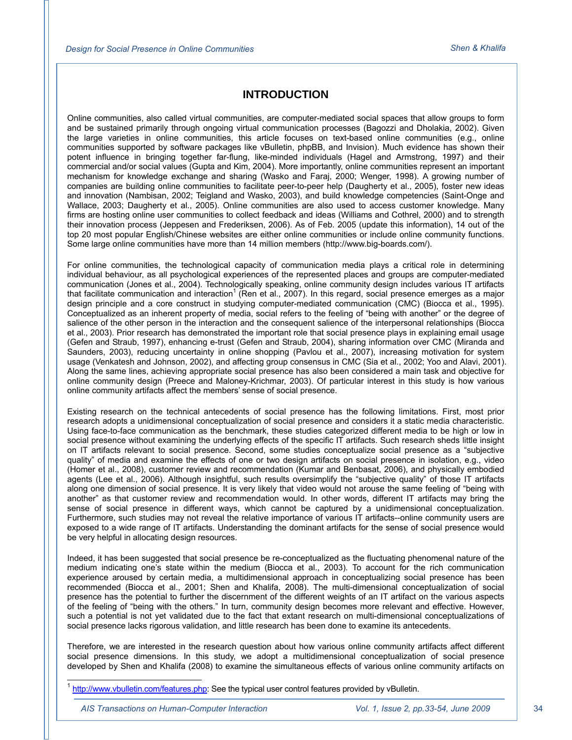# INTRODUCTION

Online communities, also called virtual communities, are computer-mediated social spaces that allow groups to form and be sustained primarily through ongoing virtual communication processes (Bagozzi and Dholakia, 2002). Given the large varieties in online communities, this article focuses on text-based online communities (e.g., online communities supported by software packages like vBulletin, phpBB, and Invision). Much evidence has shown their potent influence in bringing together far-flung, like-minded individuals (Hagel and Armstrong, 1997) and their commercial and/or social values (Gupta and Kim, 2004). More importantly, online communities represent an important mechanism for knowledge exchange and sharing (Wasko and Faraj, 2000; Wenger, 1998). A growing number of companies are building online communities to facilitate peer-to-peer help (Daugherty et al., 2005), foster new ideas and innovation (Nambisan, 2002; Teigland and Wasko, 2003), and build knowledge competencies (Saint-Onge and Wallace, 2003; Daugherty et al., 2005). Online communities are also used to access customer knowledge. Many firms are hosting online user communities to collect feedback and ideas (Williams and Cothrel, 2000) and to strength their innovation process (Jeppesen and Frederiksen, 2006). As of Feb. 2005 (update this information), 14 out of the top 20 most popular English/Chinese websites are either online communities or include online community functions. Some large online communities have more than 14 million members (http://www.big-boards.com/).

For online communities, the technological capacity of communication media plays a critical role in determining individual behaviour, as all psychological experiences of the represented places and groups are computer-mediated communication (Jones et al., 2004). Technologically speaking, online community design includes various IT artifacts that facilitate communication and interaction[1] (Ren et al., 2007). In this regard, social presence emerges as a major design principle and a core construct in studying computer-mediated communication (CMC) (Biocca et al., 1995). Conceptualized as an inherent property of media, social refers to the feeling of "being with another" or the degree of salience of the other person in the interaction and the consequent salience of the interpersonal relationships (Biocca et al., 2003). Prior research has demonstrated the important role that social presence plays in explaining email usage (Gefen and Straub, 1997), enhancing e-trust (Gefen and Straub, 2004), sharing information over CMC (Miranda and Saunders, 2003), reducing uncertainty in online shopping (Pavlou et al., 2007), increasing motivation for system usage (Venkatesh and Johnson, 2002), and affecting group consensus in CMC (Sia et al., 2002; Yoo and Alavi, 2001). Along the same lines, achieving appropriate social presence has also been considered a main task and objective for online community design (Preece and Maloney-Krichmar, 2003). Of particular interest in this study is how various online community artifacts affect the members' sense of social presence.

Existing research on the technical antecedents of social presence has the following limitations. First, most prior research adopts a unidimensional conceptualization of social presence and considers it a static media characteristic. Using face-to-face communication as the benchmark, these studies categorized different media to be high or low in social presence without examining the underlying effects of the specific IT artifacts. Such research sheds little insight on IT artifacts relevant to social presence. Second, some studies conceptualize social presence as a "subjective quality" of media and examine the effects of one or two design artifacts on social presence in isolation, e.g., video (Homer et al., 2008), customer review and recommendation (Kumar and Benbasat, 2006), and physically embodied agents (Lee et al., 2006). Although insightful, such results oversimplify the "subjective quality" of those IT artifacts along one dimension of social presence. It is very likely that video would not arouse the same feeling of "being with another" as that customer review and recommendation would. In other words, different IT artifacts may bring the sense of social presence in different ways, which cannot be captured by a unidimensional conceptualization. Furthermore, such studies may not reveal the relative importance of various IT artifacts--online community users are exposed to a wide range of IT artifacts. Understanding the dominant artifacts for the sense of social presence would be very helpful in allocating design resources.

Indeed, it has been suggested that social presence be re-conceptualized as the fluctuating phenomenal nature of the medium indicating one's state within the medium (Biocca et al., 2003). To account for the rich communication experience aroused by certain media, a multidimensional approach in conceptualizing social presence has been recommended (Biocca et al., 2001; Shen and Khalifa, 2008). The multi-dimensional conceptualization of social presence has the potential to further the discernment of the different weights of an IT artifact on the various aspects of the feeling of "being with the others." In turn, community design becomes more relevant and effective. However, such a potential is not yet validated due to the fact that extant research on multi-dimensional conceptualizations of social presence lacks rigorous validation, and little research has been done to examine its antecedents.

Therefore, we are interested in the research question about how various online community artifacts affect different social presence dimensions. In this study, we adopt a multidimensional conceptualization of social presence developed by Shen and Khalifa (2008) to examine the simultaneous effects of various online community artifacts on

[1] http://www.vbulletin.com/features.php: See the typical user control features provided by vBulletin.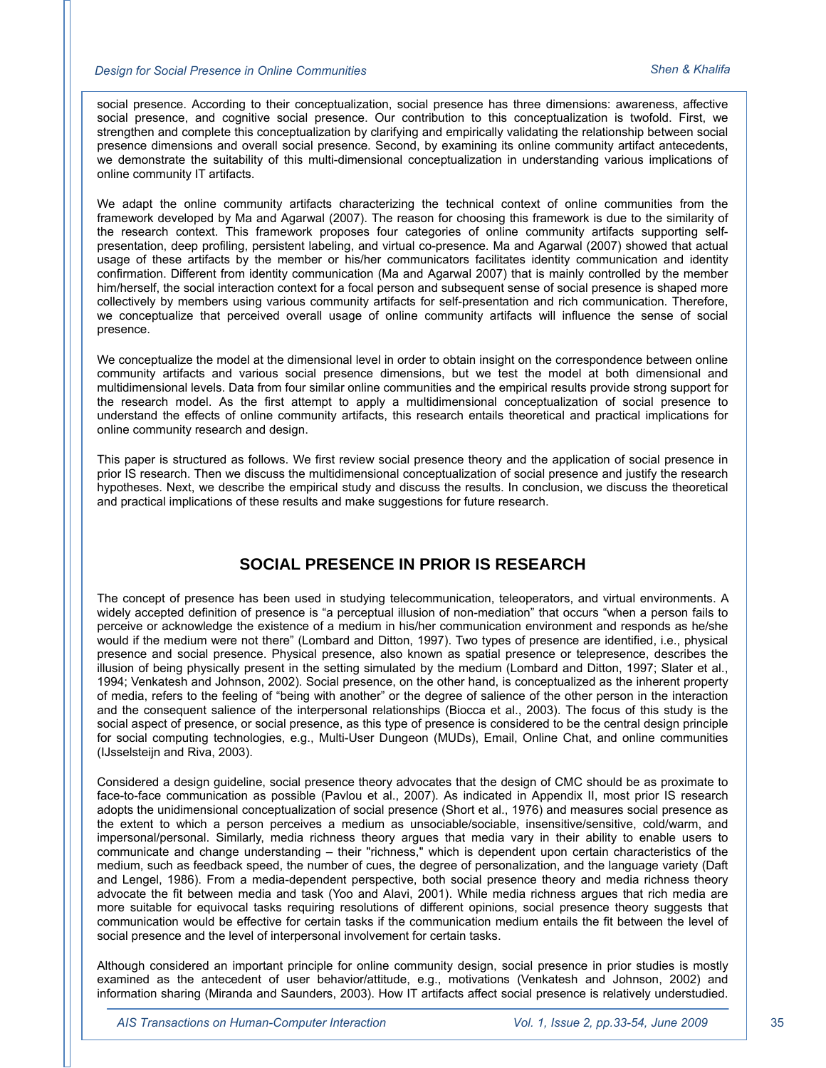social presence. According to their conceptualization, social presence has three dimensions: awareness, affective social presence, and cognitive social presence. Our contribution to this conceptualization is twofold. First, we strengthen and complete this conceptualization by clarifying and empirically validating the relationship between social presence dimensions and overall social presence. Second, by examining its online community artifact antecedents, we demonstrate the suitability of this multi-dimensional conceptualization in understanding various implications of online community IT artifacts.

We adapt the online community artifacts characterizing the technical context of online communities from the framework developed by Ma and Agarwal (2007). The reason for choosing this framework is due to the similarity of the research context. This framework proposes four categories of online community artifacts supporting self-presentation, deep profiling, persistent labeling, and virtual co-presence. Ma and Agarwal (2007) showed that actual usage of these artifacts by the member or his/her communicators facilitates identity communication and identity confirmation. Different from identity communication (Ma and Agarwal 2007) that is mainly controlled by the member him/herself, the social interaction context for a focal person and subsequent sense of social presence is shaped more collectively by members using various community artifacts for self-presentation and rich communication. Therefore, we conceptualize that perceived overall usage of online community artifacts will influence the sense of social presence.

We conceptualize the model at the dimensional level in order to obtain insight on the correspondence between online community artifacts and various social presence dimensions, but we test the model at both dimensional and multidimensional levels. Data from four similar online communities and the empirical results provide strong support for the research model. As the first attempt to apply a multidimensional conceptualization of social presence to understand the effects of online community artifacts, this research entails theoretical and practical implications for online community research and design.

This paper is structured as follows. We first review social presence theory and the application of social presence in prior IS research. Then we discuss the multidimensional conceptualization of social presence and justify the research hypotheses. Next, we describe the empirical study and discuss the results. In conclusion, we discuss the theoretical and practical implications of these results and make suggestions for future research.

## SOCIAL PRESENCE IN PRIOR IS RESEARCH

The concept of presence has been used in studying telecommunication, teleoperators, and virtual environments. A widely accepted definition of presence is “a perceptual illusion of non-mediation” that occurs “when a person fails to perceive or acknowledge the existence of a medium in his/her communication environment and responds as he/she would if the medium were not there” (Lombard and Ditton, 1997). Two types of presence are identified, i.e., physical presence and social presence. Physical presence, also known as spatial presence or telepresence, describes the illusion of being physically present in the setting simulated by the medium (Lombard and Ditton, 1997; Slater et al., 1994; Venkatesh and Johnson, 2002). Social presence, on the other hand, is conceptualized as the inherent property of media, refers to the feeling of “being with another” or the degree of salience of the other person in the interaction and the consequent salience of the interpersonal relationships (Biocca et al., 2003). The focus of this study is the social aspect of presence, or social presence, as this type of presence is considered to be the central design principle for social computing technologies, e.g., Multi-User Dungeon (MUDs), Email, Online Chat, and online communities (IJsselsteijn and Riva, 2003).

Considered a design guideline, social presence theory advocates that the design of CMC should be as proximate to face-to-face communication as possible (Pavlou et al., 2007). As indicated in Appendix II, most prior IS research adopts the unidimensional conceptualization of social presence (Short et al., 1976) and measures social presence as the extent to which a person perceives a medium as unsociable/sociable, insensitive/sensitive, cold/warm, and impersonal/personal. Similarly, media richness theory argues that media vary in their ability to enable users to communicate and change understanding – their "richness," which is dependent upon certain characteristics of the medium, such as feedback speed, the number of cues, the degree of personalization, and the language variety (Daft and Lengel, 1986). From a media-dependent perspective, both social presence theory and media richness theory advocate the fit between media and task (Yoo and Alavi, 2001). While media richness argues that rich media are more suitable for equivocal tasks requiring resolutions of different opinions, social presence theory suggests that communication would be effective for certain tasks if the communication medium entails the fit between the level of social presence and the level of interpersonal involvement for certain tasks.

Although considered an important principle for online community design, social presence in prior studies is mostly examined as the antecedent of user behavior/attitude, e.g., motivations (Venkatesh and Johnson, 2002) and information sharing (Miranda and Saunders, 2003). How IT artifacts affect social presence is relatively understudied.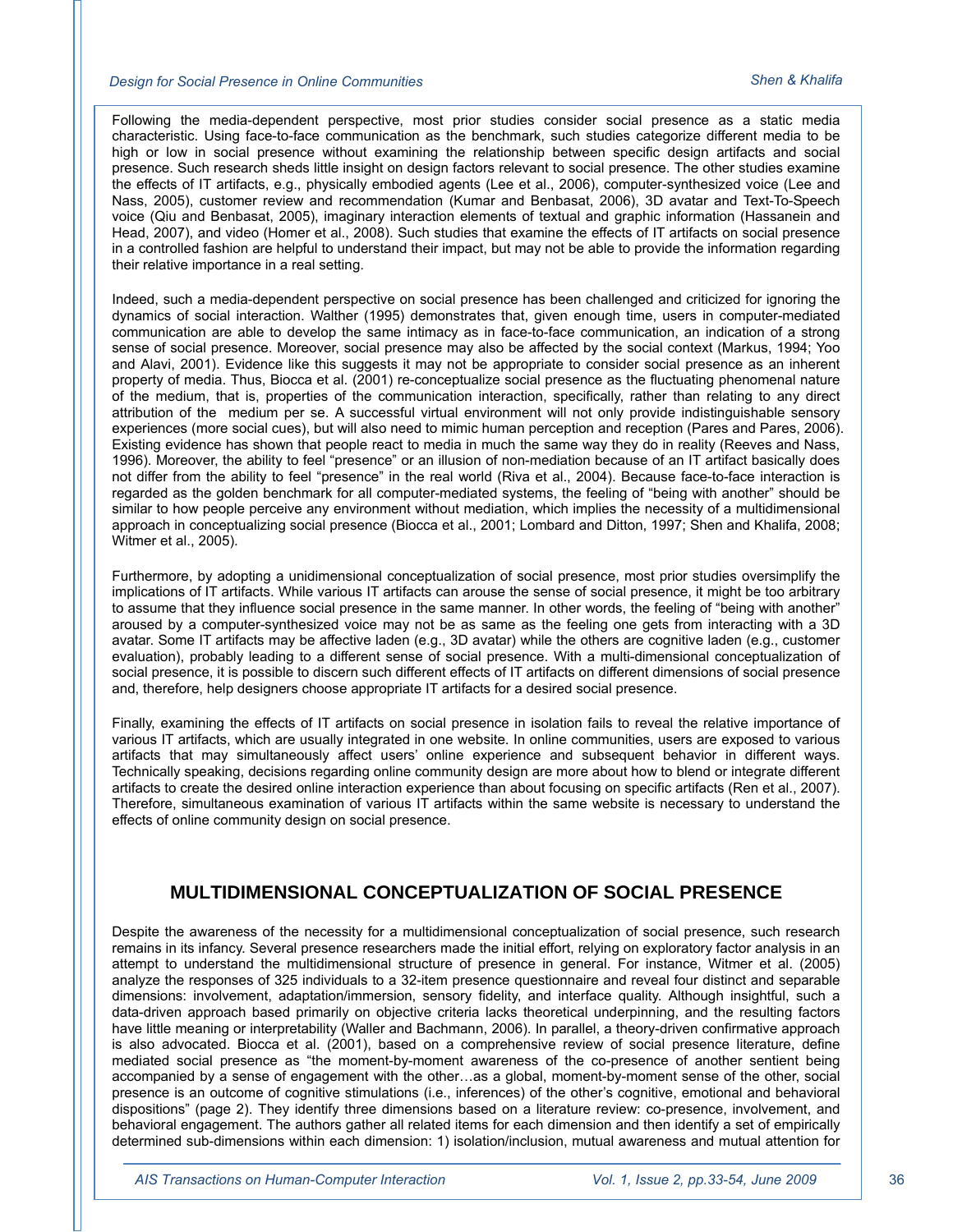Following the media-dependent perspective, most prior studies consider social presence as a static media characteristic. Using face-to-face communication as the benchmark, such studies categorize different media to be high or low in social presence without examining the relationship between specific design artifacts and social presence. Such research sheds little insight on design factors relevant to social presence. The other studies examine the effects of IT artifacts, e.g., physically embodied agents (Lee et al., 2006), computer-synthesized voice (Lee and Nass, 2005), customer review and recommendation (Kumar and Benbasat, 2006), 3D avatar and Text-To-Speech voice (Qiu and Benbasat, 2005), imaginary interaction elements of textual and graphic information (Hassanein and Head, 2007), and video (Homer et al., 2008). Such studies that examine the effects of IT artifacts on social presence in a controlled fashion are helpful to understand their impact, but may not be able to provide the information regarding their relative importance in a real setting.

Indeed, such a media-dependent perspective on social presence has been challenged and criticized for ignoring the dynamics of social interaction. Walther (1995) demonstrates that, given enough time, users in computer-mediated communication are able to develop the same intimacy as in face-to-face communication, an indication of a strong sense of social presence. Moreover, social presence may also be affected by the social context (Markus, 1994; Yoo and Alavi, 2001). Evidence like this suggests it may not be appropriate to consider social presence as an inherent property of media. Thus, Biocca et al. (2001) re-conceptualize social presence as the fluctuating phenomenal nature of the medium, that is, properties of the communication interaction, specifically, rather than relating to any direct attribution of the medium per se. A successful virtual environment will not only provide indistinguishable sensory experiences (more social cues), but will also need to mimic human perception and reception (Pares and Pares, 2006). Existing evidence has shown that people react to media in much the same way they do in reality (Reeves and Nass, 1996). Moreover, the ability to feel "presence" or an illusion of non-mediation because of an IT artifact basically does not differ from the ability to feel "presence" in the real world (Riva et al., 2004). Because face-to-face interaction is regarded as the golden benchmark for all computer-mediated systems, the feeling of "being with another" should be similar to how people perceive any environment without mediation, which implies the necessity of a multidimensional approach in conceptualizing social presence (Biocca et al., 2001; Lombard and Ditton, 1997; Shen and Khalifa, 2008; Witmer et al., 2005).

Furthermore, by adopting a unidimensional conceptualization of social presence, most prior studies oversimplify the implications of IT artifacts. While various IT artifacts can arouse the sense of social presence, it might be too arbitrary to assume that they influence social presence in the same manner. In other words, the feeling of "being with another" aroused by a computer-synthesized voice may not be as same as the feeling one gets from interacting with a 3D avatar. Some IT artifacts may be affective laden (e.g., 3D avatar) while the others are cognitive laden (e.g., customer evaluation), probably leading to a different sense of social presence. With a multi-dimensional conceptualization of social presence, it is possible to discern such different effects of IT artifacts on different dimensions of social presence and, therefore, help designers choose appropriate IT artifacts for a desired social presence.

Finally, examining the effects of IT artifacts on social presence in isolation fails to reveal the relative importance of various IT artifacts, which are usually integrated in one website. In online communities, users are exposed to various artifacts that may simultaneously affect users' online experience and subsequent behavior in different ways. Technically speaking, decisions regarding online community design are more about how to blend or integrate different artifacts to create the desired online interaction experience than about focusing on specific artifacts (Ren et al., 2007). Therefore, simultaneous examination of various IT artifacts within the same website is necessary to understand the effects of online community design on social presence.

## MULTIDIMENSIONAL CONCEPTUALIZATION OF SOCIAL PRESENCE

Despite the awareness of the necessity for a multidimensional conceptualization of social presence, such research remains in its infancy. Several presence researchers made the initial effort, relying on exploratory factor analysis in an attempt to understand the multidimensional structure of presence in general. For instance, Witmer et al. (2005) analyze the responses of 325 individuals to a 32-item presence questionnaire and reveal four distinct and separable dimensions: involvement, adaptation/immersion, sensory fidelity, and interface quality. Although insightful, such a data-driven approach based primarily on objective criteria lacks theoretical underpinning, and the resulting factors have little meaning or interpretability (Waller and Bachmann, 2006). In parallel, a theory-driven confirmative approach is also advocated. Biocca et al. (2001), based on a comprehensive review of social presence literature, define mediated social presence as "the moment-by-moment awareness of the co-presence of another sentient being accompanied by a sense of engagement with the other…as a global, moment-by-moment sense of the other, social presence is an outcome of cognitive stimulations (i.e., inferences) of the other's cognitive, emotional and behavioral dispositions" (page 2). They identify three dimensions based on a literature review: co-presence, involvement, and behavioral engagement. The authors gather all related items for each dimension and then identify a set of empirically determined sub-dimensions within each dimension: 1) isolation/inclusion, mutual awareness and mutual attention for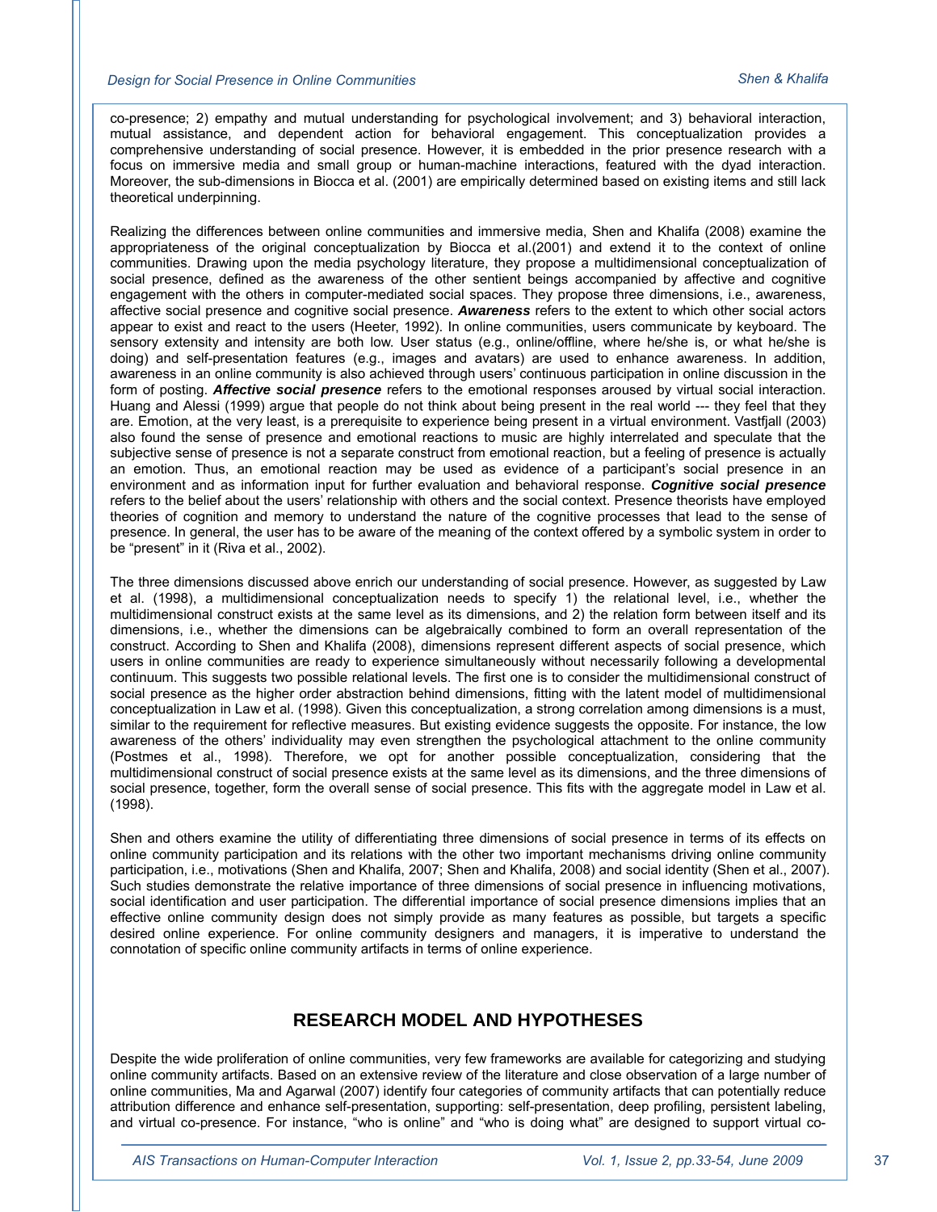co-presence; 2) empathy and mutual understanding for psychological involvement; and 3) behavioral interaction, mutual assistance, and dependent action for behavioral engagement. This conceptualization provides a comprehensive understanding of social presence. However, it is embedded in the prior presence research with a focus on immersive media and small group or human-machine interactions, featured with the dyad interaction. Moreover, the sub-dimensions in Biocca et al. (2001) are empirically determined based on existing items and still lack theoretical underpinning.

Realizing the differences between online communities and immersive media, Shen and Khalifa (2008) examine the appropriateness of the original conceptualization by Biocca et al.(2001) and extend it to the context of online communities. Drawing upon the media psychology literature, they propose a multidimensional conceptualization of social presence, defined as the awareness of the other sentient beings accompanied by affective and cognitive engagement with the others in computer-mediated social spaces. They propose three dimensions, i.e., awareness, affective social presence and cognitive social presence. ***Awareness*** refers to the extent to which other social actors appear to exist and react to the users (Heeter, 1992). In online communities, users communicate by keyboard. The sensory extensity and intensity are both low. User status (e.g., online/offline, where he/she is, or what he/she is doing) and self-presentation features (e.g., images and avatars) are used to enhance awareness. In addition, awareness in an online community is also achieved through users' continuous participation in online discussion in the form of posting. ***Affective social presence*** refers to the emotional responses aroused by virtual social interaction. Huang and Alessi (1999) argue that people do not think about being present in the real world --- they feel that they are. Emotion, at the very least, is a prerequisite to experience being present in a virtual environment. Vastfjall (2003) also found the sense of presence and emotional reactions to music are highly interrelated and speculate that the subjective sense of presence is not a separate construct from emotional reaction, but a feeling of presence is actually an emotion. Thus, an emotional reaction may be used as evidence of a participant's social presence in an environment and as information input for further evaluation and behavioral response. ***Cognitive social presence*** refers to the belief about the users' relationship with others and the social context. Presence theorists have employed theories of cognition and memory to understand the nature of the cognitive processes that lead to the sense of presence. In general, the user has to be aware of the meaning of the context offered by a symbolic system in order to be "present" in it (Riva et al., 2002).

The three dimensions discussed above enrich our understanding of social presence. However, as suggested by Law et al. (1998), a multidimensional conceptualization needs to specify 1) the relational level, i.e., whether the multidimensional construct exists at the same level as its dimensions, and 2) the relation form between itself and its dimensions, i.e., whether the dimensions can be algebraically combined to form an overall representation of the construct. According to Shen and Khalifa (2008), dimensions represent different aspects of social presence, which users in online communities are ready to experience simultaneously without necessarily following a developmental continuum. This suggests two possible relational levels. The first one is to consider the multidimensional construct of social presence as the higher order abstraction behind dimensions, fitting with the latent model of multidimensional conceptualization in Law et al. (1998). Given this conceptualization, a strong correlation among dimensions is a must, similar to the requirement for reflective measures. But existing evidence suggests the opposite. For instance, the low awareness of the others' individuality may even strengthen the psychological attachment to the online community (Postmes et al., 1998). Therefore, we opt for another possible conceptualization, considering that the multidimensional construct of social presence exists at the same level as its dimensions, and the three dimensions of social presence, together, form the overall sense of social presence. This fits with the aggregate model in Law et al. (1998).

Shen and others examine the utility of differentiating three dimensions of social presence in terms of its effects on online community participation and its relations with the other two important mechanisms driving online community participation, i.e., motivations (Shen and Khalifa, 2007; Shen and Khalifa, 2008) and social identity (Shen et al., 2007). Such studies demonstrate the relative importance of three dimensions of social presence in influencing motivations, social identification and user participation. The differential importance of social presence dimensions implies that an effective online community design does not simply provide as many features as possible, but targets a specific desired online experience. For online community designers and managers, it is imperative to understand the connotation of specific online community artifacts in terms of online experience.

## RESEARCH MODEL AND HYPOTHESES

Despite the wide proliferation of online communities, very few frameworks are available for categorizing and studying online community artifacts. Based on an extensive review of the literature and close observation of a large number of online communities, Ma and Agarwal (2007) identify four categories of community artifacts that can potentially reduce attribution difference and enhance self-presentation, supporting: self-presentation, deep profiling, persistent labeling, and virtual co-presence. For instance, "who is online" and "who is doing what" are designed to support virtual co-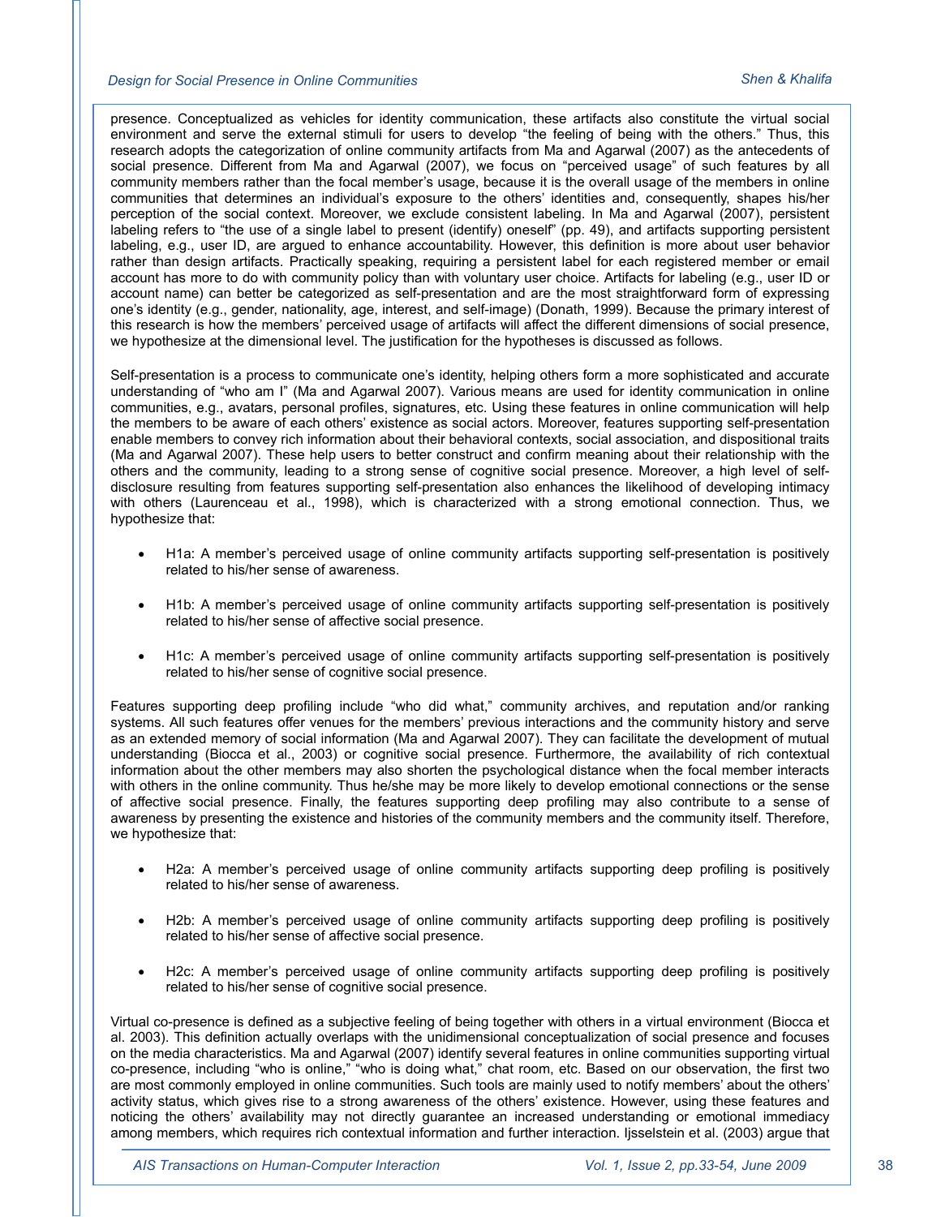presence. Conceptualized as vehicles for identity communication, these artifacts also constitute the virtual social environment and serve the external stimuli for users to develop "the feeling of being with the others." Thus, this research adopts the categorization of online community artifacts from Ma and Agarwal (2007) as the antecedents of social presence. Different from Ma and Agarwal (2007), we focus on "perceived usage" of such features by all community members rather than the focal member's usage, because it is the overall usage of the members in online communities that determines an individual's exposure to the others' identities and, consequently, shapes his/her perception of the social context. Moreover, we exclude consistent labeling. In Ma and Agarwal (2007), persistent labeling refers to "the use of a single label to present (identify) oneself" (pp. 49), and artifacts supporting persistent labeling, e.g., user ID, are argued to enhance accountability. However, this definition is more about user behavior rather than design artifacts. Practically speaking, requiring a persistent label for each registered member or email account has more to do with community policy than with voluntary user choice. Artifacts for labeling (e.g., user ID or account name) can better be categorized as self-presentation and are the most straightforward form of expressing one's identity (e.g., gender, nationality, age, interest, and self-image) (Donath, 1999). Because the primary interest of this research is how the members' perceived usage of artifacts will affect the different dimensions of social presence, we hypothesize at the dimensional level. The justification for the hypotheses is discussed as follows.

Self-presentation is a process to communicate one's identity, helping others form a more sophisticated and accurate understanding of "who am I" (Ma and Agarwal 2007). Various means are used for identity communication in online communities, e.g., avatars, personal profiles, signatures, etc. Using these features in online communication will help the members to be aware of each others' existence as social actors. Moreover, features supporting self-presentation enable members to convey rich information about their behavioral contexts, social association, and dispositional traits (Ma and Agarwal 2007). These help users to better construct and confirm meaning about their relationship with the others and the community, leading to a strong sense of cognitive social presence. Moreover, a high level of self-disclosure resulting from features supporting self-presentation also enhances the likelihood of developing intimacy with others (Laurenceau et al., 1998), which is characterized with a strong emotional connection. Thus, we hypothesize that:

- H1a: A member's perceived usage of online community artifacts supporting self-presentation is positively related to his/her sense of awareness.
- H1b: A member's perceived usage of online community artifacts supporting self-presentation is positively related to his/her sense of affective social presence.
- H1c: A member's perceived usage of online community artifacts supporting self-presentation is positively related to his/her sense of cognitive social presence.

Features supporting deep profiling include "who did what," community archives, and reputation and/or ranking systems. All such features offer venues for the members' previous interactions and the community history and serve as an extended memory of social information (Ma and Agarwal 2007). They can facilitate the development of mutual understanding (Biocca et al., 2003) or cognitive social presence. Furthermore, the availability of rich contextual information about the other members may also shorten the psychological distance when the focal member interacts with others in the online community. Thus he/she may be more likely to develop emotional connections or the sense of affective social presence. Finally, the features supporting deep profiling may also contribute to a sense of awareness by presenting the existence and histories of the community members and the community itself. Therefore, we hypothesize that:

- H2a: A member's perceived usage of online community artifacts supporting deep profiling is positively related to his/her sense of awareness.
- H2b: A member's perceived usage of online community artifacts supporting deep profiling is positively related to his/her sense of affective social presence.
- H2c: A member's perceived usage of online community artifacts supporting deep profiling is positively related to his/her sense of cognitive social presence.

Virtual co-presence is defined as a subjective feeling of being together with others in a virtual environment (Biocca et al. 2003). This definition actually overlaps with the unidimensional conceptualization of social presence and focuses on the media characteristics. Ma and Agarwal (2007) identify several features in online communities supporting virtual co-presence, including "who is online," "who is doing what," chat room, etc. Based on our observation, the first two are most commonly employed in online communities. Such tools are mainly used to notify members' about the others' activity status, which gives rise to a strong awareness of the others' existence. However, using these features and noticing the others' availability may not directly guarantee an increased understanding or emotional immediacy among members, which requires rich contextual information and further interaction. Ijsselstein et al. (2003) argue that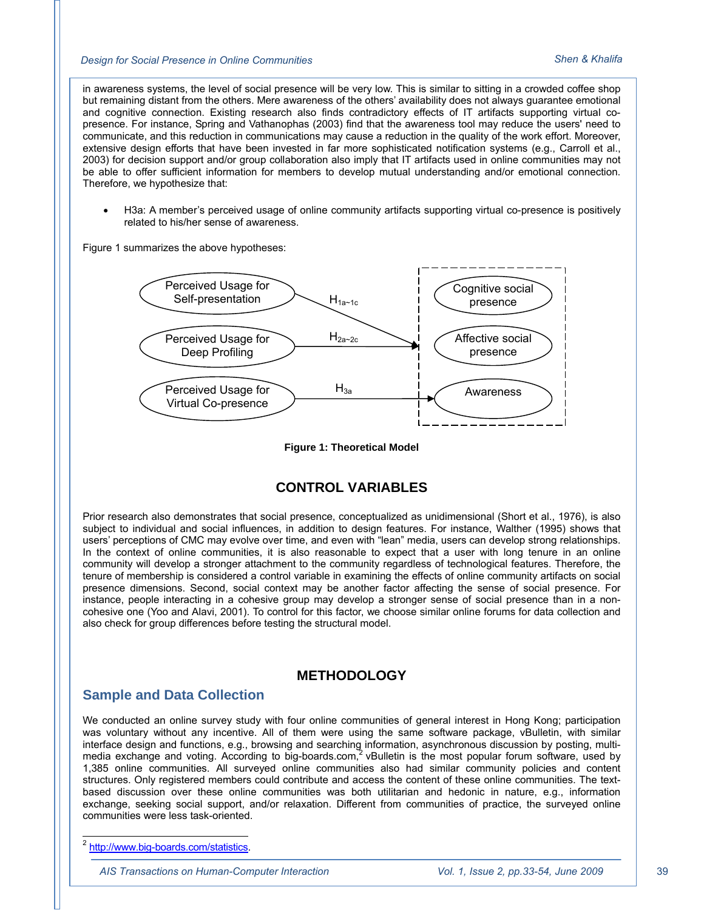in awareness systems, the level of social presence will be very low. This is similar to sitting in a crowded coffee shop but remaining distant from the others. Mere awareness of the others' availability does not always guarantee emotional and cognitive connection. Existing research also finds contradictory effects of IT artifacts supporting virtual co-presence. For instance, Spring and Vathanophas (2003) find that the awareness tool may reduce the users' need to communicate, and this reduction in communications may cause a reduction in the quality of the work effort. Moreover, extensive design efforts that have been invested in far more sophisticated notification systems (e.g., Carroll et al., 2003) for decision support and/or group collaboration also imply that IT artifacts used in online communities may not be able to offer sufficient information for members to develop mutual understanding and/or emotional connection. Therefore, we hypothesize that:

- H3a: A member's perceived usage of online community artifacts supporting virtual co-presence is positively related to his/her sense of awareness.

Figure 1 summarizes the above hypotheses:

Perceived Usage for Self-presentation → ($H_{1a\sim1c}$) → [Cognitive social presence, Affective social presence, Awareness]

Perceived Usage for Deep Profiling → ($H_{2a\sim2c}$) → [Cognitive social presence, Affective social presence, Awareness]

Perceived Usage for Virtual Co-presence → ($H_{3a}$) → Awareness

**Figure 1: Theoretical Model**

## CONTROL VARIABLES

Prior research also demonstrates that social presence, conceptualized as unidimensional (Short et al., 1976), is also subject to individual and social influences, in addition to design features. For instance, Walther (1995) shows that users' perceptions of CMC may evolve over time, and even with "lean" media, users can develop strong relationships. In the context of online communities, it is also reasonable to expect that a user with long tenure in an online community will develop a stronger attachment to the community regardless of technological features. Therefore, the tenure of membership is considered a control variable in examining the effects of online community artifacts on social presence dimensions. Second, social context may be another factor affecting the sense of social presence. For instance, people interacting in a cohesive group may develop a stronger sense of social presence than in a non-cohesive one (Yoo and Alavi, 2001). To control for this factor, we choose similar online forums for data collection and also check for group differences before testing the structural model.

## METHODOLOGY

### Sample and Data Collection

We conducted an online survey study with four online communities of general interest in Hong Kong; participation was voluntary without any incentive. All of them were using the same software package, vBulletin, with similar interface design and functions, e.g., browsing and searching information, asynchronous discussion by posting, multi-media exchange and voting. According to big-boards.com,[2] vBulletin is the most popular forum software, used by 1,385 online communities. All surveyed online communities also had similar community policies and content structures. Only registered members could contribute and access the content of these online communities. The text-based discussion over these online communities was both utilitarian and hedonic in nature, e.g., information exchange, seeking social support, and/or relaxation. Different from communities of practice, the surveyed online communities were less task-oriented.

[2] http://www.big-boards.com/statistics.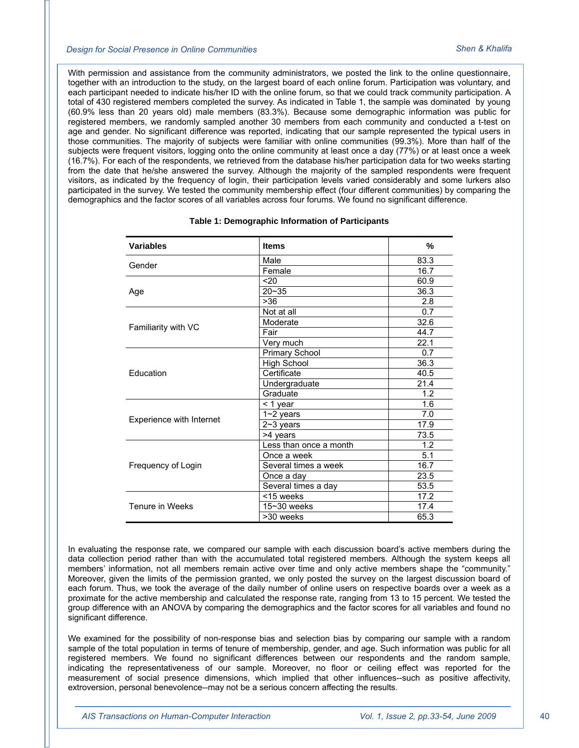With permission and assistance from the community administrators, we posted the link to the online questionnaire, together with an introduction to the study, on the largest board of each online forum. Participation was voluntary, and each participant needed to indicate his/her ID with the online forum, so that we could track community participation. A total of 430 registered members completed the survey. As indicated in Table 1, the sample was dominated by young (60.9% less than 20 years old) male members (83.3%). Because some demographic information was public for registered members, we randomly sampled another 30 members from each community and conducted a t-test on age and gender. No significant difference was reported, indicating that our sample represented the typical users in those communities. The majority of subjects were familiar with online communities (99.3%). More than half of the subjects were frequent visitors, logging onto the online community at least once a day (77%) or at least once a week (16.7%). For each of the respondents, we retrieved from the database his/her participation data for two weeks starting from the date that he/she answered the survey. Although the majority of the sampled respondents were frequent visitors, as indicated by the frequency of login, their participation levels varied considerably and some lurkers also participated in the survey. We tested the community membership effect (four different communities) by comparing the demographics and the factor scores of all variables across four forums. We found no significant difference.

**Table 1: Demographic Information of Participants**

| Variables | Items | % |
|---|---|---|
| Gender | Male | 83.3 |
| | Female | 16.7 |
| Age | <20 | 60.9 |
| | 20~35 | 36.3 |
| | >36 | 2.8 |
| Familiarity with VC | Not at all | 0.7 |
| | Moderate | 32.6 |
| | Fair | 44.7 |
| | Very much | 22.1 |
| Education | Primary School | 0.7 |
| | High School | 36.3 |
| | Certificate | 40.5 |
| | Undergraduate | 21.4 |
| | Graduate | 1.2 |
| Experience with Internet | < 1 year | 1.6 |
| | 1~2 years | 7.0 |
| | 2~3 years | 17.9 |
| | >4 years | 73.5 |
| Frequency of Login | Less than once a month | 1.2 |
| | Once a week | 5.1 |
| | Several times a week | 16.7 |
| | Once a day | 23.5 |
| | Several times a day | 53.5 |
| Tenure in Weeks | <15 weeks | 17.2 |
| | 15~30 weeks | 17.4 |
| | >30 weeks | 65.3 |

In evaluating the response rate, we compared our sample with each discussion board's active members during the data collection period rather than with the accumulated total registered members. Although the system keeps all members' information, not all members remain active over time and only active members shape the "community." Moreover, given the limits of the permission granted, we only posted the survey on the largest discussion board of each forum. Thus, we took the average of the daily number of online users on respective boards over a week as a proximate for the active membership and calculated the response rate, ranging from 13 to 15 percent. We tested the group difference with an ANOVA by comparing the demographics and the factor scores for all variables and found no significant difference.

We examined for the possibility of non-response bias and selection bias by comparing our sample with a random sample of the total population in terms of tenure of membership, gender, and age. Such information was public for all registered members. We found no significant differences between our respondents and the random sample, indicating the representativeness of our sample. Moreover, no floor or ceiling effect was reported for the measurement of social presence dimensions, which implied that other influences--such as positive affectivity, extroversion, personal benevolence--may not be a serious concern affecting the results.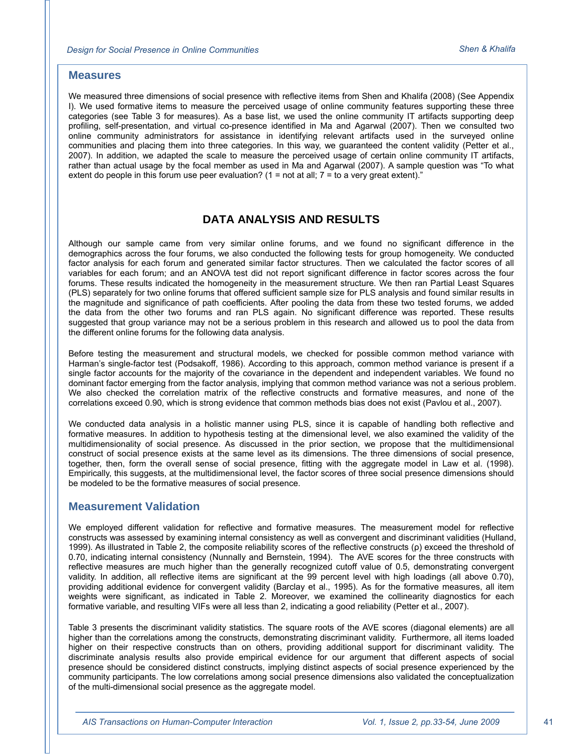## Measures

We measured three dimensions of social presence with reflective items from Shen and Khalifa (2008) (See Appendix I). We used formative items to measure the perceived usage of online community features supporting these three categories (see Table 3 for measures). As a base list, we used the online community IT artifacts supporting deep profiling, self-presentation, and virtual co-presence identified in Ma and Agarwal (2007). Then we consulted two online community administrators for assistance in identifying relevant artifacts used in the surveyed online communities and placing them into three categories. In this way, we guaranteed the content validity (Petter et al., 2007). In addition, we adapted the scale to measure the perceived usage of certain online community IT artifacts, rather than actual usage by the focal member as used in Ma and Agarwal (2007). A sample question was "To what extent do people in this forum use peer evaluation? (1 = not at all; 7 = to a very great extent)."

# DATA ANALYSIS AND RESULTS

Although our sample came from very similar online forums, and we found no significant difference in the demographics across the four forums, we also conducted the following tests for group homogeneity. We conducted factor analysis for each forum and generated similar factor structures. Then we calculated the factor scores of all variables for each forum; and an ANOVA test did not report significant difference in factor scores across the four forums. These results indicated the homogeneity in the measurement structure. We then ran Partial Least Squares (PLS) separately for two online forums that offered sufficient sample size for PLS analysis and found similar results in the magnitude and significance of path coefficients. After pooling the data from these two tested forums, we added the data from the other two forums and ran PLS again. No significant difference was reported. These results suggested that group variance may not be a serious problem in this research and allowed us to pool the data from the different online forums for the following data analysis.

Before testing the measurement and structural models, we checked for possible common method variance with Harman's single-factor test (Podsakoff, 1986). According to this approach, common method variance is present if a single factor accounts for the majority of the covariance in the dependent and independent variables. We found no dominant factor emerging from the factor analysis, implying that common method variance was not a serious problem. We also checked the correlation matrix of the reflective constructs and formative measures, and none of the correlations exceed 0.90, which is strong evidence that common methods bias does not exist (Pavlou et al., 2007).

We conducted data analysis in a holistic manner using PLS, since it is capable of handling both reflective and formative measures. In addition to hypothesis testing at the dimensional level, we also examined the validity of the multidimensionality of social presence. As discussed in the prior section, we propose that the multidimensional construct of social presence exists at the same level as its dimensions. The three dimensions of social presence, together, then, form the overall sense of social presence, fitting with the aggregate model in Law et al. (1998). Empirically, this suggests, at the multidimensional level, the factor scores of three social presence dimensions should be modeled to be the formative measures of social presence.

## Measurement Validation

We employed different validation for reflective and formative measures. The measurement model for reflective constructs was assessed by examining internal consistency as well as convergent and discriminant validities (Hulland, 1999). As illustrated in Table 2, the composite reliability scores of the reflective constructs (ρ) exceed the threshold of 0.70, indicating internal consistency (Nunnally and Bernstein, 1994). The AVE scores for the three constructs with reflective measures are much higher than the generally recognized cutoff value of 0.5, demonstrating convergent validity. In addition, all reflective items are significant at the 99 percent level with high loadings (all above 0.70), providing additional evidence for convergent validity (Barclay et al., 1995). As for the formative measures, all item weights were significant, as indicated in Table 2. Moreover, we examined the collinearity diagnostics for each formative variable, and resulting VIFs were all less than 2, indicating a good reliability (Petter et al., 2007).

Table 3 presents the discriminant validity statistics. The square roots of the AVE scores (diagonal elements) are all higher than the correlations among the constructs, demonstrating discriminant validity. Furthermore, all items loaded higher on their respective constructs than on others, providing additional support for discriminant validity. The discriminate analysis results also provide empirical evidence for our argument that different aspects of social presence should be considered distinct constructs, implying distinct aspects of social presence experienced by the community participants. The low correlations among social presence dimensions also validated the conceptualization of the multi-dimensional social presence as the aggregate model.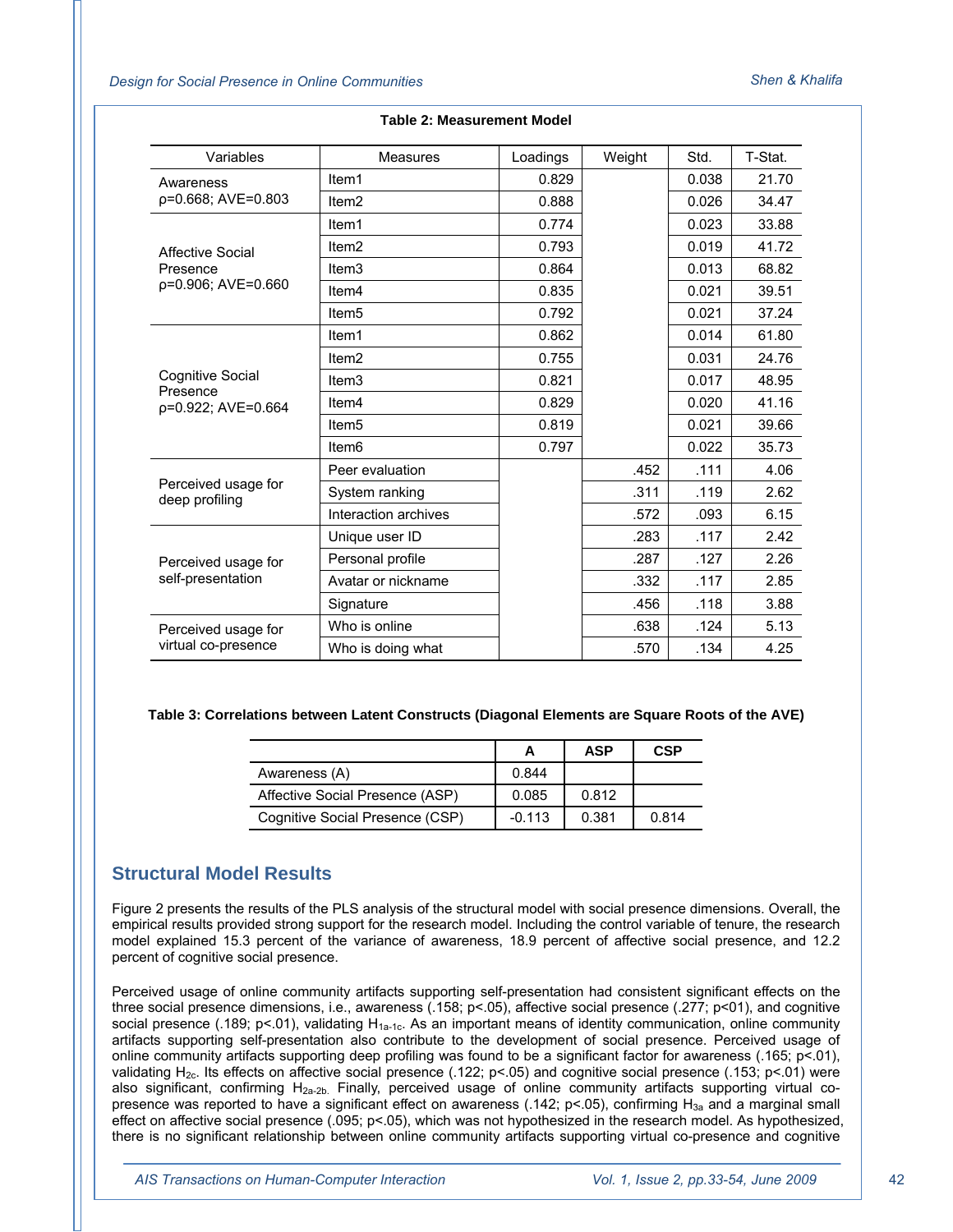**Table 2: Measurement Model**

| Variables | Measures | Loadings | Weight | Std. | T-Stat. |
|---|---|---|---|---|---|
| Awareness ρ=0.668; AVE=0.803 | Item1 | 0.829 | | 0.038 | 21.70 |
| | Item2 | 0.888 | | 0.026 | 34.47 |
| Affective Social Presence ρ=0.906; AVE=0.660 | Item1 | 0.774 | | 0.023 | 33.88 |
| | Item2 | 0.793 | | 0.019 | 41.72 |
| | Item3 | 0.864 | | 0.013 | 68.82 |
| | Item4 | 0.835 | | 0.021 | 39.51 |
| | Item5 | 0.792 | | 0.021 | 37.24 |
| Cognitive Social Presence ρ=0.922; AVE=0.664 | Item1 | 0.862 | | 0.014 | 61.80 |
| | Item2 | 0.755 | | 0.031 | 24.76 |
| | Item3 | 0.821 | | 0.017 | 48.95 |
| | Item4 | 0.829 | | 0.020 | 41.16 |
| | Item5 | 0.819 | | 0.021 | 39.66 |
| | Item6 | 0.797 | | 0.022 | 35.73 |
| Perceived usage for deep profiling | Peer evaluation | | .452 | .111 | 4.06 |
| | System ranking | | .311 | .119 | 2.62 |
| | Interaction archives | | .572 | .093 | 6.15 |
| Perceived usage for self-presentation | Unique user ID | | .283 | .117 | 2.42 |
| | Personal profile | | .287 | .127 | 2.26 |
| | Avatar or nickname | | .332 | .117 | 2.85 |
| | Signature | | .456 | .118 | 3.88 |
| Perceived usage for virtual co-presence | Who is online | | .638 | .124 | 5.13 |
| | Who is doing what | | .570 | .134 | 4.25 |

**Table 3: Correlations between Latent Constructs (Diagonal Elements are Square Roots of the AVE)**

| | A | ASP | CSP |
|---|---|---|---|
| Awareness (A) | 0.844 | | |
| Affective Social Presence (ASP) | 0.085 | 0.812 | |
| Cognitive Social Presence (CSP) | -0.113 | 0.381 | 0.814 |

## Structural Model Results

Figure 2 presents the results of the PLS analysis of the structural model with social presence dimensions. Overall, the empirical results provided strong support for the research model. Including the control variable of tenure, the research model explained 15.3 percent of the variance of awareness, 18.9 percent of affective social presence, and 12.2 percent of cognitive social presence.

Perceived usage of online community artifacts supporting self-presentation had consistent significant effects on the three social presence dimensions, i.e., awareness (.158; p<.05), affective social presence (.277; p<01), and cognitive social presence (.189; p<.01), validating $H_{1a\text{-}1c}$. As an important means of identity communication, online community artifacts supporting self-presentation also contribute to the development of social presence. Perceived usage of online community artifacts supporting deep profiling was found to be a significant factor for awareness (.165; p<.01), validating $H_{2c}$. Its effects on affective social presence (.122; p<.05) and cognitive social presence (.153; p<.01) were also significant, confirming $H_{2a\text{-}2b}$. Finally, perceived usage of online community artifacts supporting virtual co-presence was reported to have a significant effect on awareness (.142; p<.05), confirming $H_{3a}$ and a marginal small effect on affective social presence (.095; p<.05), which was not hypothesized in the research model. As hypothesized, there is no significant relationship between online community artifacts supporting virtual co-presence and cognitive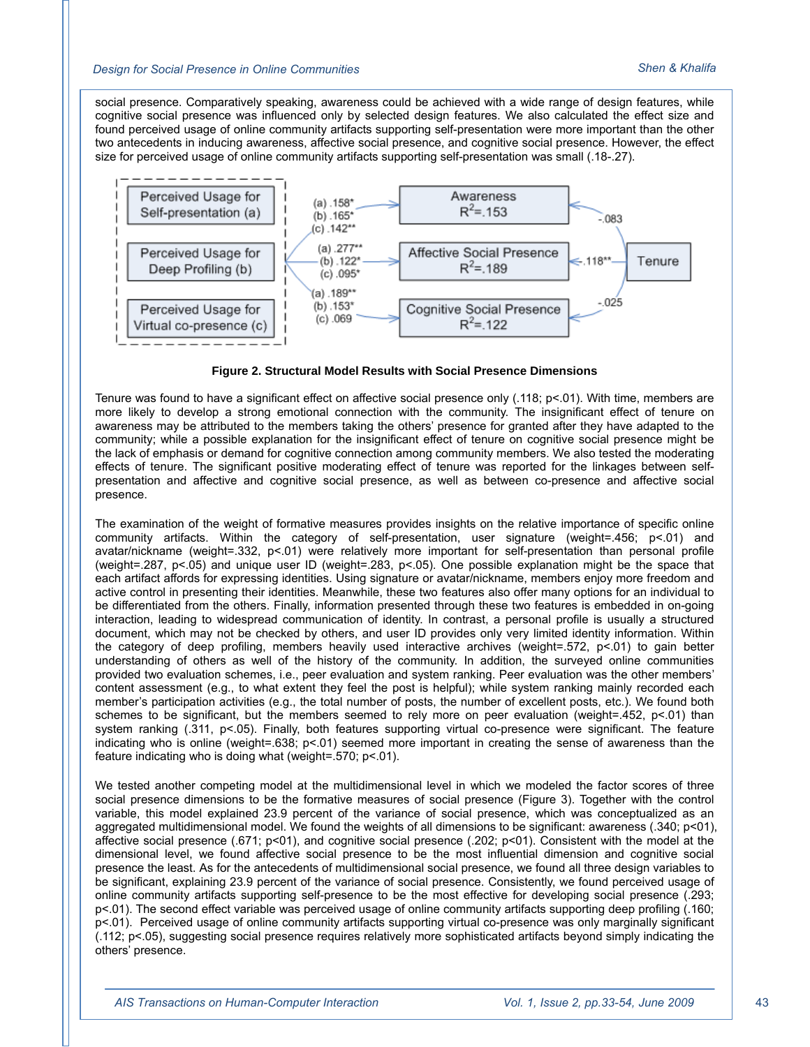social presence. Comparatively speaking, awareness could be achieved with a wide range of design features, while cognitive social presence was influenced only by selected design features. We also calculated the effect size and found perceived usage of online community artifacts supporting self-presentation were more important than the other two antecedents in inducing awareness, affective social presence, and cognitive social presence. However, the effect size for perceived usage of online community artifacts supporting self-presentation was small (.18-.27).

**Figure 2. Structural Model Results with Social Presence Dimensions**

Tenure was found to have a significant effect on affective social presence only (.118; p<.01). With time, members are more likely to develop a strong emotional connection with the community. The insignificant effect of tenure on awareness may be attributed to the members taking the others' presence for granted after they have adapted to the community; while a possible explanation for the insignificant effect of tenure on cognitive social presence might be the lack of emphasis or demand for cognitive connection among community members. We also tested the moderating effects of tenure. The significant positive moderating effect of tenure was reported for the linkages between self-presentation and affective and cognitive social presence, as well as between co-presence and affective social presence.

The examination of the weight of formative measures provides insights on the relative importance of specific online community artifacts. Within the category of self-presentation, user signature (weight=.456; p<.01) and avatar/nickname (weight=.332, p<.01) were relatively more important for self-presentation than personal profile (weight=.287, p<.05) and unique user ID (weight=.283, p<.05). One possible explanation might be the space that each artifact affords for expressing identities. Using signature or avatar/nickname, members enjoy more freedom and active control in presenting their identities. Meanwhile, these two features also offer many options for an individual to be differentiated from the others. Finally, information presented through these two features is embedded in on-going interaction, leading to widespread communication of identity. In contrast, a personal profile is usually a structured document, which may not be checked by others, and user ID provides only very limited identity information. Within the category of deep profiling, members heavily used interactive archives (weight=.572, p<.01) to gain better understanding of others as well of the history of the community. In addition, the surveyed online communities provided two evaluation schemes, i.e., peer evaluation and system ranking. Peer evaluation was the other members' content assessment (e.g., to what extent they feel the post is helpful); while system ranking mainly recorded each member's participation activities (e.g., the total number of posts, the number of excellent posts, etc.). We found both schemes to be significant, but the members seemed to rely more on peer evaluation (weight=.452, p<.01) than system ranking (.311, p<.05). Finally, both features supporting virtual co-presence were significant. The feature indicating who is online (weight=.638; p<.01) seemed more important in creating the sense of awareness than the feature indicating who is doing what (weight=.570; p<.01).

We tested another competing model at the multidimensional level in which we modeled the factor scores of three social presence dimensions to be the formative measures of social presence (Figure 3). Together with the control variable, this model explained 23.9 percent of the variance of social presence, which was conceptualized as an aggregated multidimensional model. We found the weights of all dimensions to be significant: awareness (.340; p<01), affective social presence (.671; p<01), and cognitive social presence (.202; p<01). Consistent with the model at the dimensional level, we found affective social presence to be the most influential dimension and cognitive social presence the least. As for the antecedents of multidimensional social presence, we found all three design variables to be significant, explaining 23.9 percent of the variance of social presence. Consistently, we found perceived usage of online community artifacts supporting self-presence to be the most effective for developing social presence (.293; p<.01). The second effect variable was perceived usage of online community artifacts supporting deep profiling (.160; p<.01). Perceived usage of online community artifacts supporting virtual co-presence was only marginally significant (.112; p<.05), suggesting social presence requires relatively more sophisticated artifacts beyond simply indicating the others' presence.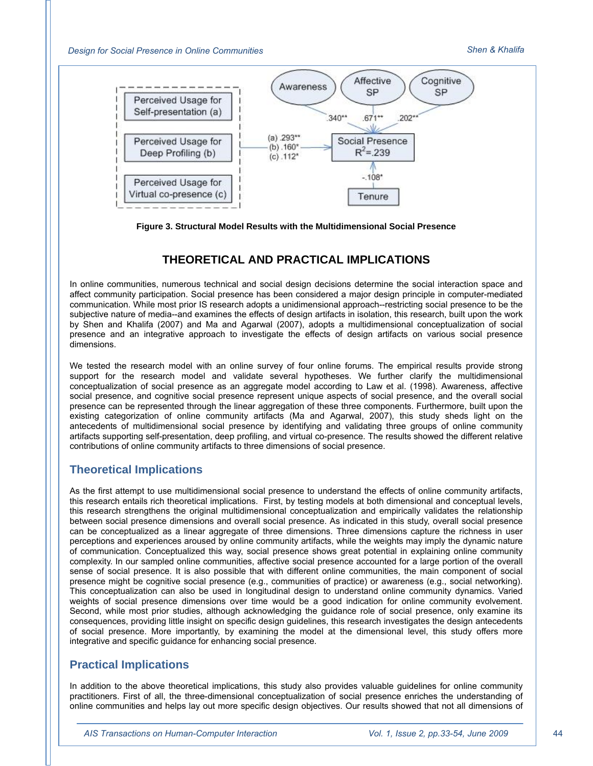Figure 3. Structural Model Results with the Multidimensional Social Presence

## THEORETICAL AND PRACTICAL IMPLICATIONS

In online communities, numerous technical and social design decisions determine the social interaction space and affect community participation. Social presence has been considered a major design principle in computer-mediated communication. While most prior IS research adopts a unidimensional approach--restricting social presence to be the subjective nature of media--and examines the effects of design artifacts in isolation, this research, built upon the work by Shen and Khalifa (2007) and Ma and Agarwal (2007), adopts a multidimensional conceptualization of social presence and an integrative approach to investigate the effects of design artifacts on various social presence dimensions.

We tested the research model with an online survey of four online forums. The empirical results provide strong support for the research model and validate several hypotheses. We further clarify the multidimensional conceptualization of social presence as an aggregate model according to Law et al. (1998). Awareness, affective social presence, and cognitive social presence represent unique aspects of social presence, and the overall social presence can be represented through the linear aggregation of these three components. Furthermore, built upon the existing categorization of online community artifacts (Ma and Agarwal, 2007), this study sheds light on the antecedents of multidimensional social presence by identifying and validating three groups of online community artifacts supporting self-presentation, deep profiling, and virtual co-presence. The results showed the different relative contributions of online community artifacts to three dimensions of social presence.

### Theoretical Implications

As the first attempt to use multidimensional social presence to understand the effects of online community artifacts, this research entails rich theoretical implications. First, by testing models at both dimensional and conceptual levels, this research strengthens the original multidimensional conceptualization and empirically validates the relationship between social presence dimensions and overall social presence. As indicated in this study, overall social presence can be conceptualized as a linear aggregate of three dimensions. Three dimensions capture the richness in user perceptions and experiences aroused by online community artifacts, while the weights may imply the dynamic nature of communication. Conceptualized this way, social presence shows great potential in explaining online community complexity. In our sampled online communities, affective social presence accounted for a large portion of the overall sense of social presence. It is also possible that with different online communities, the main component of social presence might be cognitive social presence (e.g., communities of practice) or awareness (e.g., social networking). This conceptualization can also be used in longitudinal design to understand online community dynamics. Varied weights of social presence dimensions over time would be a good indication for online community evolvement. Second, while most prior studies, although acknowledging the guidance role of social presence, only examine its consequences, providing little insight on specific design guidelines, this research investigates the design antecedents of social presence. More importantly, by examining the model at the dimensional level, this study offers more integrative and specific guidance for enhancing social presence.

### Practical Implications

In addition to the above theoretical implications, this study also provides valuable guidelines for online community practitioners. First of all, the three-dimensional conceptualization of social presence enriches the understanding of online communities and helps lay out more specific design objectives. Our results showed that not all dimensions of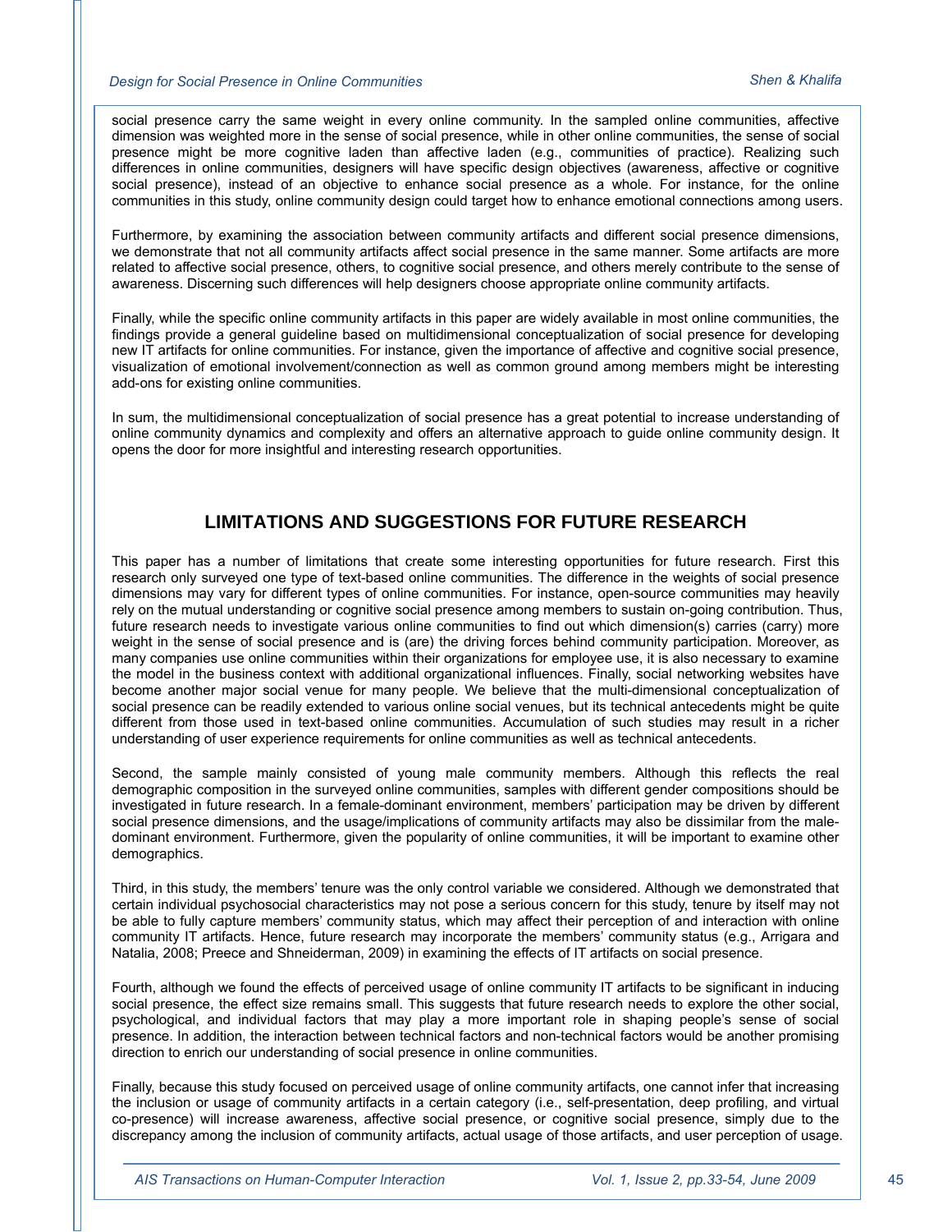social presence carry the same weight in every online community. In the sampled online communities, affective dimension was weighted more in the sense of social presence, while in other online communities, the sense of social presence might be more cognitive laden than affective laden (e.g., communities of practice). Realizing such differences in online communities, designers will have specific design objectives (awareness, affective or cognitive social presence), instead of an objective to enhance social presence as a whole. For instance, for the online communities in this study, online community design could target how to enhance emotional connections among users.

Furthermore, by examining the association between community artifacts and different social presence dimensions, we demonstrate that not all community artifacts affect social presence in the same manner. Some artifacts are more related to affective social presence, others, to cognitive social presence, and others merely contribute to the sense of awareness. Discerning such differences will help designers choose appropriate online community artifacts.

Finally, while the specific online community artifacts in this paper are widely available in most online communities, the findings provide a general guideline based on multidimensional conceptualization of social presence for developing new IT artifacts for online communities. For instance, given the importance of affective and cognitive social presence, visualization of emotional involvement/connection as well as common ground among members might be interesting add-ons for existing online communities.

In sum, the multidimensional conceptualization of social presence has a great potential to increase understanding of online community dynamics and complexity and offers an alternative approach to guide online community design. It opens the door for more insightful and interesting research opportunities.

## LIMITATIONS AND SUGGESTIONS FOR FUTURE RESEARCH

This paper has a number of limitations that create some interesting opportunities for future research. First this research only surveyed one type of text-based online communities. The difference in the weights of social presence dimensions may vary for different types of online communities. For instance, open-source communities may heavily rely on the mutual understanding or cognitive social presence among members to sustain on-going contribution. Thus, future research needs to investigate various online communities to find out which dimension(s) carries (carry) more weight in the sense of social presence and is (are) the driving forces behind community participation. Moreover, as many companies use online communities within their organizations for employee use, it is also necessary to examine the model in the business context with additional organizational influences. Finally, social networking websites have become another major social venue for many people. We believe that the multi-dimensional conceptualization of social presence can be readily extended to various online social venues, but its technical antecedents might be quite different from those used in text-based online communities. Accumulation of such studies may result in a richer understanding of user experience requirements for online communities as well as technical antecedents.

Second, the sample mainly consisted of young male community members. Although this reflects the real demographic composition in the surveyed online communities, samples with different gender compositions should be investigated in future research. In a female-dominant environment, members' participation may be driven by different social presence dimensions, and the usage/implications of community artifacts may also be dissimilar from the male-dominant environment. Furthermore, given the popularity of online communities, it will be important to examine other demographics.

Third, in this study, the members' tenure was the only control variable we considered. Although we demonstrated that certain individual psychosocial characteristics may not pose a serious concern for this study, tenure by itself may not be able to fully capture members' community status, which may affect their perception of and interaction with online community IT artifacts. Hence, future research may incorporate the members' community status (e.g., Arrigara and Natalia, 2008; Preece and Shneiderman, 2009) in examining the effects of IT artifacts on social presence.

Fourth, although we found the effects of perceived usage of online community IT artifacts to be significant in inducing social presence, the effect size remains small. This suggests that future research needs to explore the other social, psychological, and individual factors that may play a more important role in shaping people's sense of social presence. In addition, the interaction between technical factors and non-technical factors would be another promising direction to enrich our understanding of social presence in online communities.

Finally, because this study focused on perceived usage of online community artifacts, one cannot infer that increasing the inclusion or usage of community artifacts in a certain category (i.e., self-presentation, deep profiling, and virtual co-presence) will increase awareness, affective social presence, or cognitive social presence, simply due to the discrepancy among the inclusion of community artifacts, actual usage of those artifacts, and user perception of usage.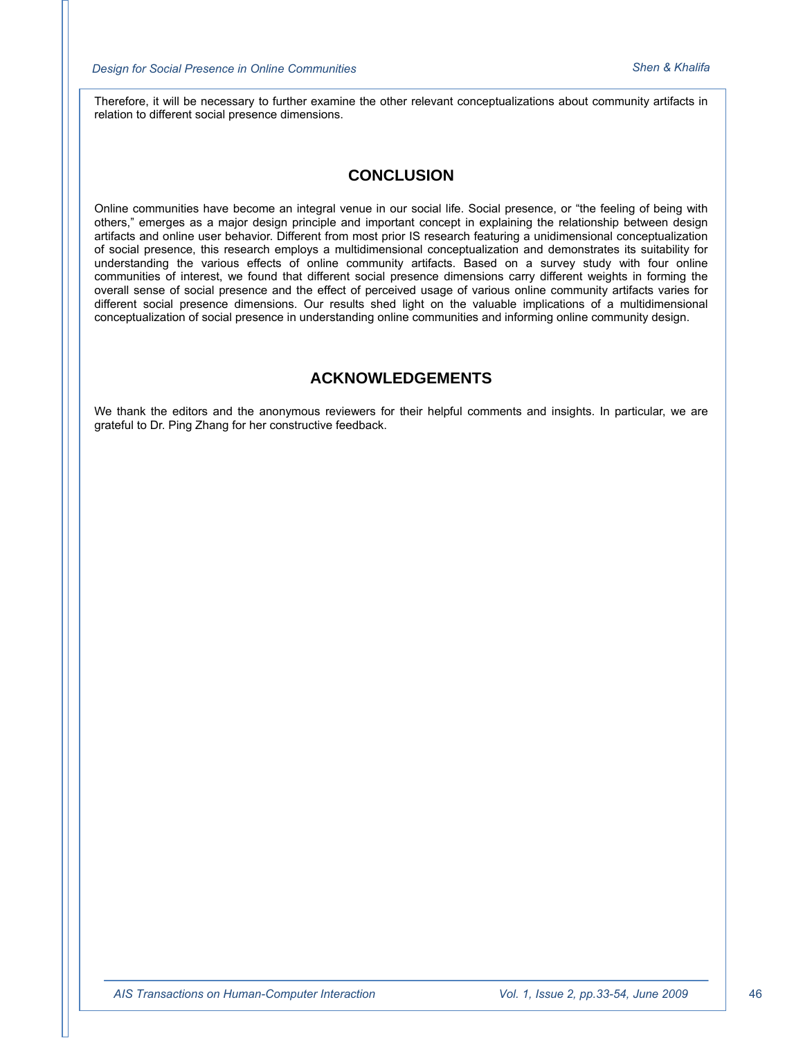Therefore, it will be necessary to further examine the other relevant conceptualizations about community artifacts in relation to different social presence dimensions.

## CONCLUSION

Online communities have become an integral venue in our social life. Social presence, or "the feeling of being with others," emerges as a major design principle and important concept in explaining the relationship between design artifacts and online user behavior. Different from most prior IS research featuring a unidimensional conceptualization of social presence, this research employs a multidimensional conceptualization and demonstrates its suitability for understanding the various effects of online community artifacts. Based on a survey study with four online communities of interest, we found that different social presence dimensions carry different weights in forming the overall sense of social presence and the effect of perceived usage of various online community artifacts varies for different social presence dimensions. Our results shed light on the valuable implications of a multidimensional conceptualization of social presence in understanding online communities and informing online community design.

## ACKNOWLEDGEMENTS

We thank the editors and the anonymous reviewers for their helpful comments and insights. In particular, we are grateful to Dr. Ping Zhang for her constructive feedback.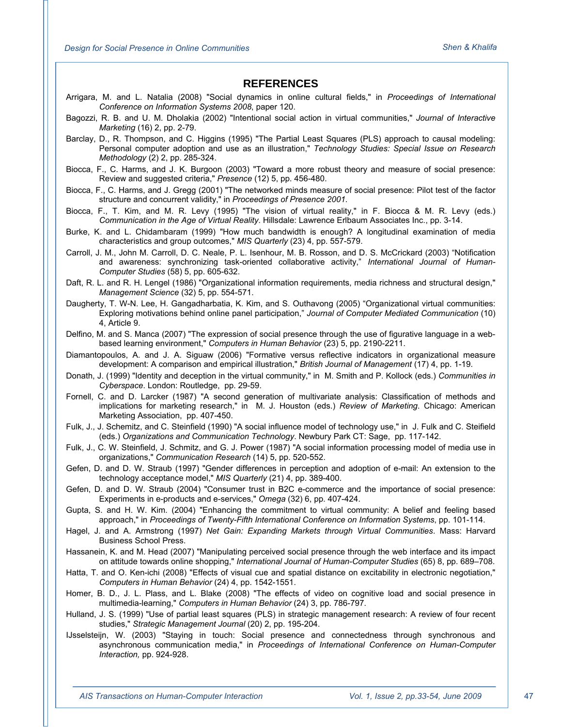## REFERENCES

Arrigara, M. and L. Natalia (2008) "Social dynamics in online cultural fields," in *Proceedings of International Conference on Information Systems 2008*, paper 120.

Bagozzi, R. B. and U. M. Dholakia (2002) "Intentional social action in virtual communities," *Journal of Interactive Marketing* (16) 2, pp. 2-79.

Barclay, D., R. Thompson, and C. Higgins (1995) "The Partial Least Squares (PLS) approach to causal modeling: Personal computer adoption and use as an illustration," *Technology Studies: Special Issue on Research Methodology* (2) 2, pp. 285-324.

Biocca, F., C. Harms, and J. K. Burgoon (2003) "Toward a more robust theory and measure of social presence: Review and suggested criteria," *Presence* (12) 5, pp. 456-480.

Biocca, F., C. Harms, and J. Gregg (2001) "The networked minds measure of social presence: Pilot test of the factor structure and concurrent validity," in *Proceedings of Presence 2001*.

Biocca, F., T. Kim, and M. R. Levy (1995) "The vision of virtual reality," in F. Biocca & M. R. Levy (eds.) *Communication in the Age of Virtual Reality*. Hillsdale: Lawrence Erlbaum Associates Inc., pp. 3-14.

Burke, K. and L. Chidambaram (1999) "How much bandwidth is enough? A longitudinal examination of media characteristics and group outcomes," *MIS Quarterly* (23) 4, pp. 557-579.

Carroll, J. M., John M. Carroll, D. C. Neale, P. L. Isenhour, M. B. Rosson, and D. S. McCrickard (2003) "Notification and awareness: synchronizing task-oriented collaborative activity," *International Journal of Human-Computer Studies* (58) 5, pp. 605-632.

Daft, R. L. and R. H. Lengel (1986) "Organizational information requirements, media richness and structural design," *Management Science* (32) 5, pp. 554-571.

Daugherty, T. W-N. Lee, H. Gangadharbatia, K. Kim, and S. Outhavong (2005) "Organizational virtual communities: Exploring motivations behind online panel participation," *Journal of Computer Mediated Communication* (10) 4, Article 9.

Delfino, M. and S. Manca (2007) "The expression of social presence through the use of figurative language in a web-based learning environment," *Computers in Human Behavior* (23) 5, pp. 2190-2211.

Diamantopoulos, A. and J. A. Siguaw (2006) "Formative versus reflective indicators in organizational measure development: A comparison and empirical illustration," *British Journal of Management* (17) 4, pp. 1-19.

Donath, J. (1999) "Identity and deception in the virtual community," in M. Smith and P. Kollock (eds.) *Communities in Cyberspace*. London: Routledge, pp. 29-59.

Fornell, C. and D. Larcker (1987) "A second generation of multivariate analysis: Classification of methods and implications for marketing research," in M. J. Houston (eds.) *Review of Marketing*. Chicago: American Marketing Association, pp. 407-450.

Fulk, J., J. Schemitz, and C. Steinfield (1990) "A social influence model of technology use," in J. Fulk and C. Steifield (eds.) *Organizations and Communication Technology*. Newbury Park CT: Sage, pp. 117-142.

Fulk, J., C. W. Steinfield, J. Schmitz, and G. J. Power (1987) "A social information processing model of media use in organizations," *Communication Research* (14) 5, pp. 520-552.

Gefen, D. and D. W. Straub (1997) "Gender differences in perception and adoption of e-mail: An extension to the technology acceptance model," *MIS Quarterly* (21) 4, pp. 389-400.

Gefen, D. and D. W. Straub (2004) "Consumer trust in B2C e-commerce and the importance of social presence: Experiments in e-products and e-services," *Omega* (32) 6, pp. 407-424.

Gupta, S. and H. W. Kim. (2004) "Enhancing the commitment to virtual community: A belief and feeling based approach," in *Proceedings of Twenty-Fifth International Conference on Information Systems*, pp. 101-114.

Hagel, J. and A. Armstrong (1997) *Net Gain: Expanding Markets through Virtual Communities*. Mass: Harvard Business School Press.

Hassanein, K. and M. Head (2007) "Manipulating perceived social presence through the web interface and its impact on attitude towards online shopping," *International Journal of Human-Computer Studies* (65) 8, pp. 689–708.

Hatta, T. and O. Ken-ichi (2008) "Effects of visual cue and spatial distance on excitability in electronic negotiation," *Computers in Human Behavior* (24) 4, pp. 1542-1551.

Homer, B. D., J. L. Plass, and L. Blake (2008) "The effects of video on cognitive load and social presence in multimedia-learning," *Computers in Human Behavior* (24) 3, pp. 786-797.

Hulland, J. S. (1999) "Use of partial least squares (PLS) in strategic management research: A review of four recent studies," *Strategic Management Journal* (20) 2, pp. 195-204.

IJsselsteijn, W. (2003) "Staying in touch: Social presence and connectedness through synchronous and asynchronous communication media," in *Proceedings of International Conference on Human-Computer Interaction,* pp. 924-928.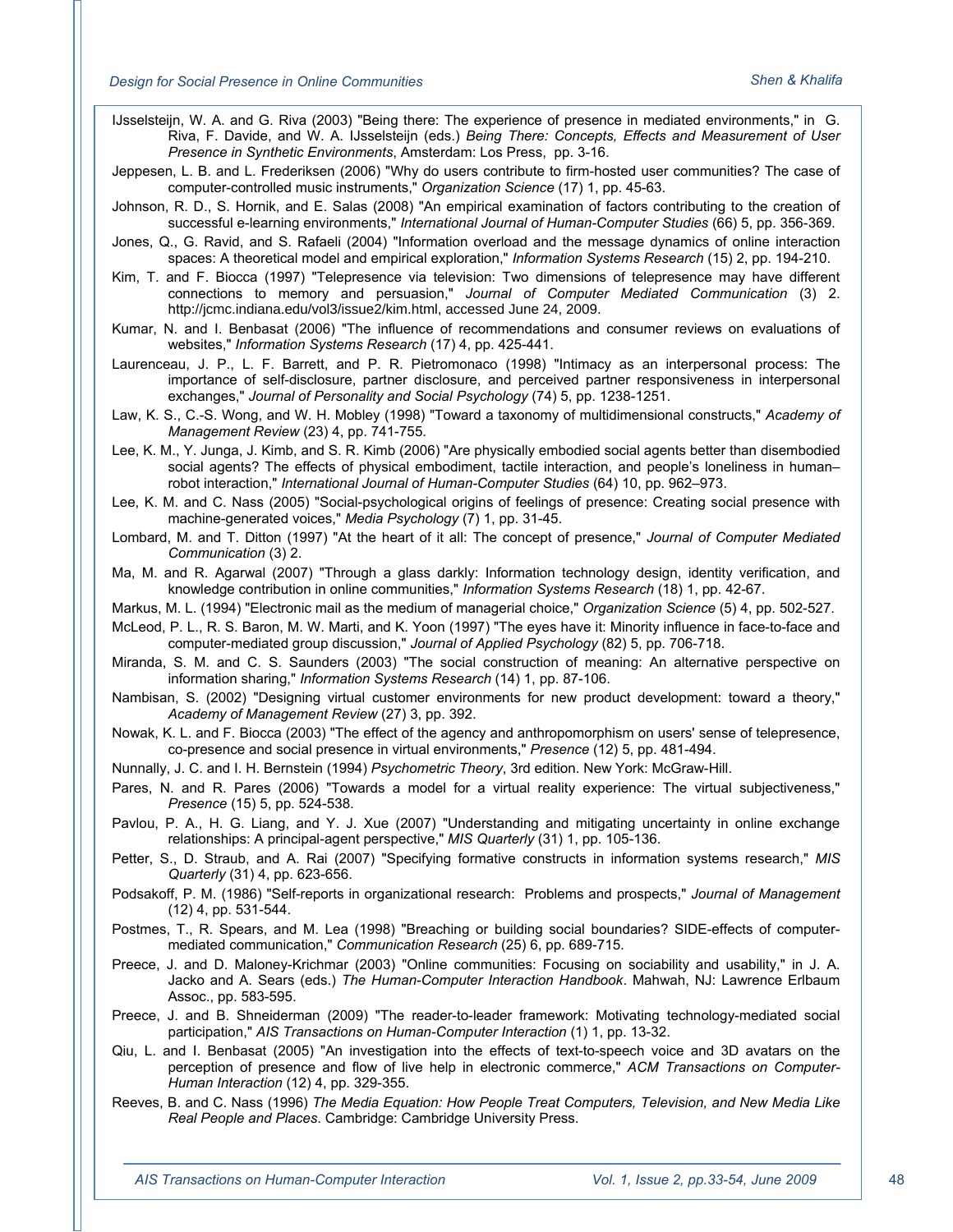IJsselsteijn, W. A. and G. Riva (2003) "Being there: The experience of presence in mediated environments," in G. Riva, F. Davide, and W. A. IJsselsteijn (eds.) *Being There: Concepts, Effects and Measurement of User Presence in Synthetic Environments*, Amsterdam: Los Press, pp. 3-16.

Jeppesen, L. B. and L. Frederiksen (2006) "Why do users contribute to firm-hosted user communities? The case of computer-controlled music instruments," *Organization Science* (17) 1, pp. 45-63.

Johnson, R. D., S. Hornik, and E. Salas (2008) "An empirical examination of factors contributing to the creation of successful e-learning environments," *International Journal of Human-Computer Studies* (66) 5, pp. 356-369.

Jones, Q., G. Ravid, and S. Rafaeli (2004) "Information overload and the message dynamics of online interaction spaces: A theoretical model and empirical exploration," *Information Systems Research* (15) 2, pp. 194-210.

Kim, T. and F. Biocca (1997) "Telepresence via television: Two dimensions of telepresence may have different connections to memory and persuasion," *Journal of Computer Mediated Communication* (3) 2. http://jcmc.indiana.edu/vol3/issue2/kim.html, accessed June 24, 2009.

Kumar, N. and I. Benbasat (2006) "The influence of recommendations and consumer reviews on evaluations of websites," *Information Systems Research* (17) 4, pp. 425-441.

Laurenceau, J. P., L. F. Barrett, and P. R. Pietromonaco (1998) "Intimacy as an interpersonal process: The importance of self-disclosure, partner disclosure, and perceived partner responsiveness in interpersonal exchanges," *Journal of Personality and Social Psychology* (74) 5, pp. 1238-1251.

Law, K. S., C.-S. Wong, and W. H. Mobley (1998) "Toward a taxonomy of multidimensional constructs," *Academy of Management Review* (23) 4, pp. 741-755.

Lee, K. M., Y. Junga, J. Kimb, and S. R. Kimb (2006) "Are physically embodied social agents better than disembodied social agents? The effects of physical embodiment, tactile interaction, and people's loneliness in human–robot interaction," *International Journal of Human-Computer Studies* (64) 10, pp. 962–973.

Lee, K. M. and C. Nass (2005) "Social-psychological origins of feelings of presence: Creating social presence with machine-generated voices," *Media Psychology* (7) 1, pp. 31-45.

Lombard, M. and T. Ditton (1997) "At the heart of it all: The concept of presence," *Journal of Computer Mediated Communication* (3) 2.

Ma, M. and R. Agarwal (2007) "Through a glass darkly: Information technology design, identity verification, and knowledge contribution in online communities," *Information Systems Research* (18) 1, pp. 42-67.

Markus, M. L. (1994) "Electronic mail as the medium of managerial choice," *Organization Science* (5) 4, pp. 502-527.

McLeod, P. L., R. S. Baron, M. W. Marti, and K. Yoon (1997) "The eyes have it: Minority influence in face-to-face and computer-mediated group discussion," *Journal of Applied Psychology* (82) 5, pp. 706-718.

Miranda, S. M. and C. S. Saunders (2003) "The social construction of meaning: An alternative perspective on information sharing," *Information Systems Research* (14) 1, pp. 87-106.

Nambisan, S. (2002) "Designing virtual customer environments for new product development: toward a theory," *Academy of Management Review* (27) 3, pp. 392.

Nowak, K. L. and F. Biocca (2003) "The effect of the agency and anthropomorphism on users' sense of telepresence, co-presence and social presence in virtual environments," *Presence* (12) 5, pp. 481-494.

Nunnally, J. C. and I. H. Bernstein (1994) *Psychometric Theory*, 3rd edition. New York: McGraw-Hill.

Pares, N. and R. Pares (2006) "Towards a model for a virtual reality experience: The virtual subjectiveness," *Presence* (15) 5, pp. 524-538.

Pavlou, P. A., H. G. Liang, and Y. J. Xue (2007) "Understanding and mitigating uncertainty in online exchange relationships: A principal-agent perspective," *MIS Quarterly* (31) 1, pp. 105-136.

Petter, S., D. Straub, and A. Rai (2007) "Specifying formative constructs in information systems research," *MIS Quarterly* (31) 4, pp. 623-656.

Podsakoff, P. M. (1986) "Self-reports in organizational research: Problems and prospects," *Journal of Management* (12) 4, pp. 531-544.

Postmes, T., R. Spears, and M. Lea (1998) "Breaching or building social boundaries? SIDE-effects of computer-mediated communication," *Communication Research* (25) 6, pp. 689-715.

Preece, J. and D. Maloney-Krichmar (2003) "Online communities: Focusing on sociability and usability," in J. A. Jacko and A. Sears (eds.) *The Human-Computer Interaction Handbook*. Mahwah, NJ: Lawrence Erlbaum Assoc., pp. 583-595.

Preece, J. and B. Shneiderman (2009) "The reader-to-leader framework: Motivating technology-mediated social participation," *AIS Transactions on Human-Computer Interaction* (1) 1, pp. 13-32.

Qiu, L. and I. Benbasat (2005) "An investigation into the effects of text-to-speech voice and 3D avatars on the perception of presence and flow of live help in electronic commerce," *ACM Transactions on Computer-Human Interaction* (12) 4, pp. 329-355.

Reeves, B. and C. Nass (1996) *The Media Equation: How People Treat Computers, Television, and New Media Like Real People and Places*. Cambridge: Cambridge University Press.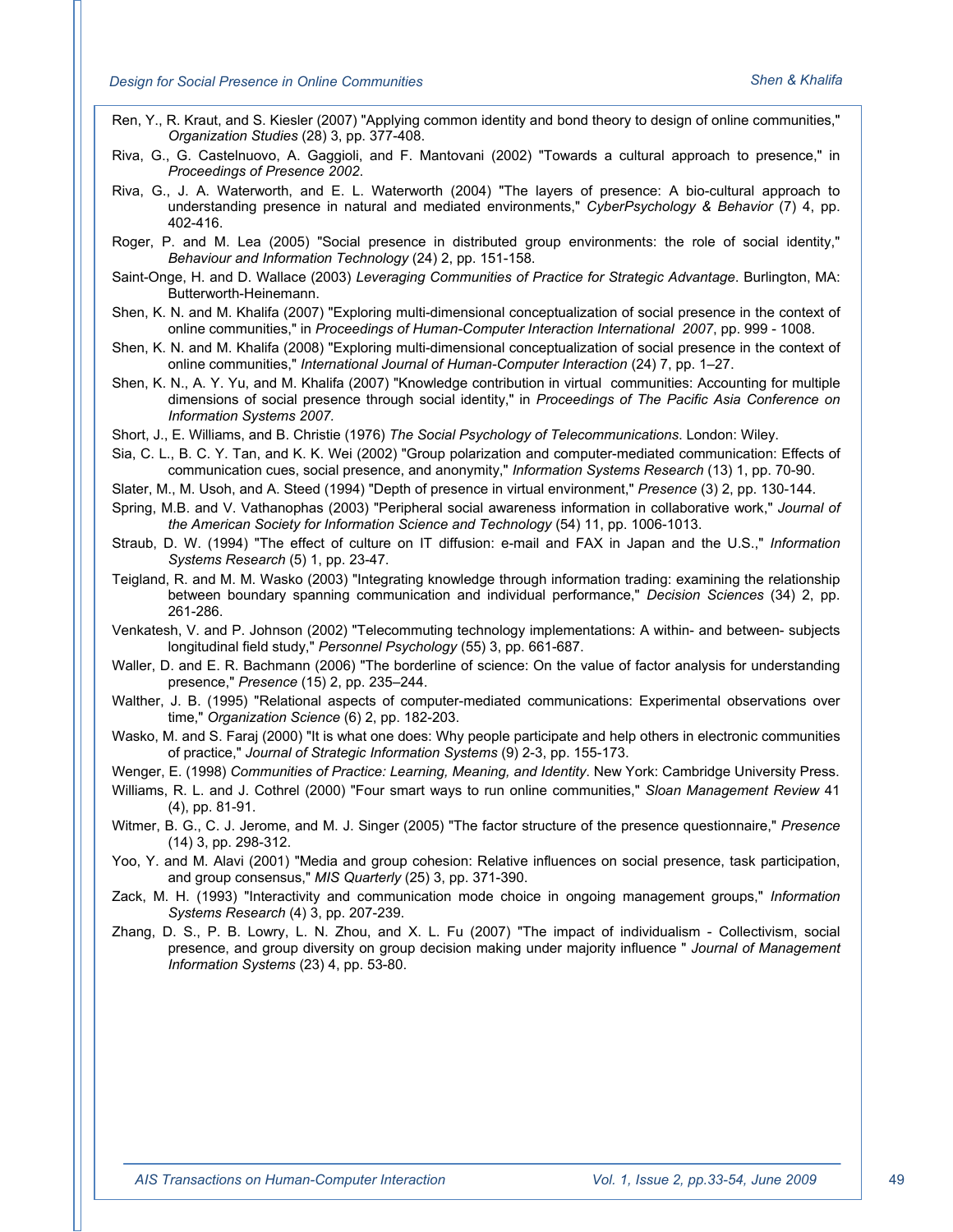Ren, Y., R. Kraut, and S. Kiesler (2007) "Applying common identity and bond theory to design of online communities," *Organization Studies* (28) 3, pp. 377-408.

Riva, G., G. Castelnuovo, A. Gaggioli, and F. Mantovani (2002) "Towards a cultural approach to presence," in *Proceedings of Presence 2002*.

Riva, G., J. A. Waterworth, and E. L. Waterworth (2004) "The layers of presence: A bio-cultural approach to understanding presence in natural and mediated environments," *CyberPsychology & Behavior* (7) 4, pp. 402-416.

Roger, P. and M. Lea (2005) "Social presence in distributed group environments: the role of social identity," *Behaviour and Information Technology* (24) 2, pp. 151-158.

Saint-Onge, H. and D. Wallace (2003) *Leveraging Communities of Practice for Strategic Advantage*. Burlington, MA: Butterworth-Heinemann.

Shen, K. N. and M. Khalifa (2007) "Exploring multi-dimensional conceptualization of social presence in the context of online communities," in *Proceedings of Human-Computer Interaction International 2007*, pp. 999 - 1008.

Shen, K. N. and M. Khalifa (2008) "Exploring multi-dimensional conceptualization of social presence in the context of online communities," *International Journal of Human-Computer Interaction* (24) 7, pp. 1–27.

Shen, K. N., A. Y. Yu, and M. Khalifa (2007) "Knowledge contribution in virtual communities: Accounting for multiple dimensions of social presence through social identity," in *Proceedings of The Pacific Asia Conference on Information Systems 2007*.

Short, J., E. Williams, and B. Christie (1976) *The Social Psychology of Telecommunications*. London: Wiley.

Sia, C. L., B. C. Y. Tan, and K. K. Wei (2002) "Group polarization and computer-mediated communication: Effects of communication cues, social presence, and anonymity," *Information Systems Research* (13) 1, pp. 70-90.

Slater, M., M. Usoh, and A. Steed (1994) "Depth of presence in virtual environment," *Presence* (3) 2, pp. 130-144.

Spring, M.B. and V. Vathanophas (2003) "Peripheral social awareness information in collaborative work," *Journal of the American Society for Information Science and Technology* (54) 11, pp. 1006-1013.

Straub, D. W. (1994) "The effect of culture on IT diffusion: e-mail and FAX in Japan and the U.S.," *Information Systems Research* (5) 1, pp. 23-47.

Teigland, R. and M. M. Wasko (2003) "Integrating knowledge through information trading: examining the relationship between boundary spanning communication and individual performance," *Decision Sciences* (34) 2, pp. 261-286.

Venkatesh, V. and P. Johnson (2002) "Telecommuting technology implementations: A within- and between- subjects longitudinal field study," *Personnel Psychology* (55) 3, pp. 661-687.

Waller, D. and E. R. Bachmann (2006) "The borderline of science: On the value of factor analysis for understanding presence," *Presence* (15) 2, pp. 235–244.

Walther, J. B. (1995) "Relational aspects of computer-mediated communications: Experimental observations over time," *Organization Science* (6) 2, pp. 182-203.

Wasko, M. and S. Faraj (2000) "It is what one does: Why people participate and help others in electronic communities of practice," *Journal of Strategic Information Systems* (9) 2-3, pp. 155-173.

Wenger, E. (1998) *Communities of Practice: Learning, Meaning, and Identity*. New York: Cambridge University Press.

Williams, R. L. and J. Cothrel (2000) "Four smart ways to run online communities," *Sloan Management Review* 41 (4), pp. 81-91.

Witmer, B. G., C. J. Jerome, and M. J. Singer (2005) "The factor structure of the presence questionnaire," *Presence* (14) 3, pp. 298-312.

Yoo, Y. and M. Alavi (2001) "Media and group cohesion: Relative influences on social presence, task participation, and group consensus," *MIS Quarterly* (25) 3, pp. 371-390.

Zack, M. H. (1993) "Interactivity and communication mode choice in ongoing management groups," *Information Systems Research* (4) 3, pp. 207-239.

Zhang, D. S., P. B. Lowry, L. N. Zhou, and X. L. Fu (2007) "The impact of individualism - Collectivism, social presence, and group diversity on group decision making under majority influence " *Journal of Management Information Systems* (23) 4, pp. 53-80.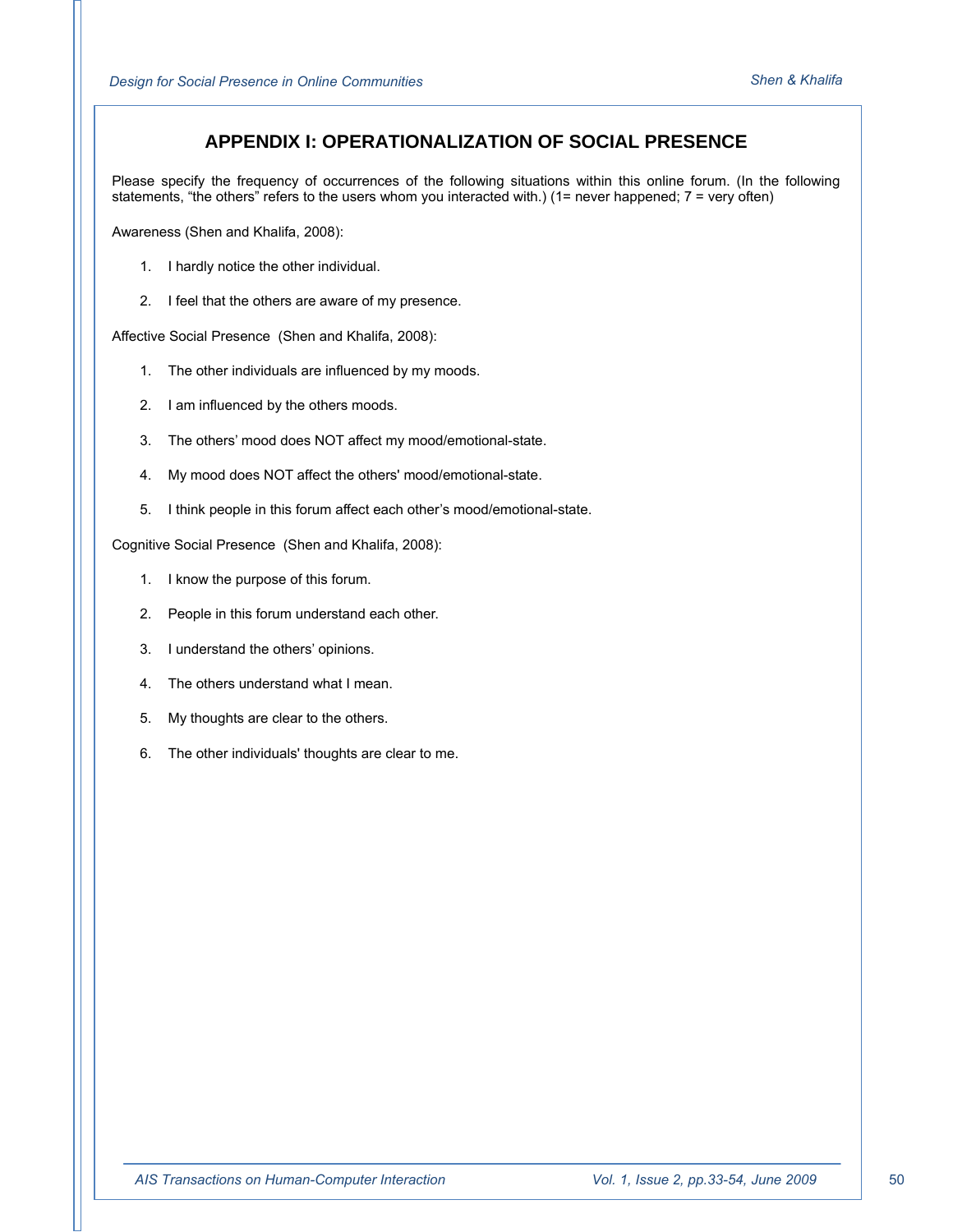## APPENDIX I: OPERATIONALIZATION OF SOCIAL PRESENCE

Please specify the frequency of occurrences of the following situations within this online forum. (In the following statements, "the others" refers to the users whom you interacted with.) (1= never happened; 7 = very often)

Awareness (Shen and Khalifa, 2008):

1. I hardly notice the other individual.
2. I feel that the others are aware of my presence.

Affective Social Presence (Shen and Khalifa, 2008):

1. The other individuals are influenced by my moods.
2. I am influenced by the others moods.
3. The others' mood does NOT affect my mood/emotional-state.
4. My mood does NOT affect the others' mood/emotional-state.
5. I think people in this forum affect each other's mood/emotional-state.

Cognitive Social Presence (Shen and Khalifa, 2008):

1. I know the purpose of this forum.
2. People in this forum understand each other.
3. I understand the others' opinions.
4. The others understand what I mean.
5. My thoughts are clear to the others.
6. The other individuals' thoughts are clear to me.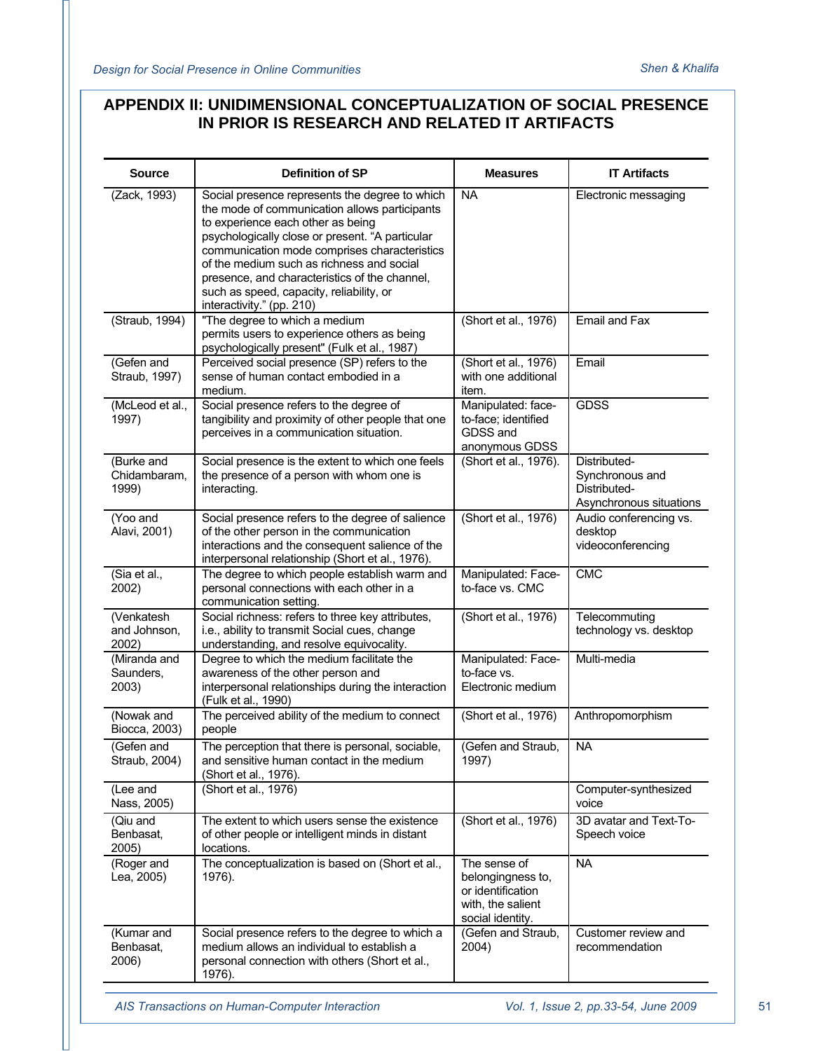## APPENDIX II: UNIDIMENSIONAL CONCEPTUALIZATION OF SOCIAL PRESENCE IN PRIOR IS RESEARCH AND RELATED IT ARTIFACTS

| Source | Definition of SP | Measures | IT Artifacts |
|---|---|---|---|
| (Zack, 1993) | Social presence represents the degree to which the mode of communication allows participants to experience each other as being psychologically close or present. "A particular communication mode comprises characteristics of the medium such as richness and social presence, and characteristics of the channel, such as speed, capacity, reliability, or interactivity." (pp. 210) | NA | Electronic messaging |
| (Straub, 1994) | "The degree to which a medium permits users to experience others as being psychologically present" (Fulk et al., 1987) | (Short et al., 1976) | Email and Fax |
| (Gefen and Straub, 1997) | Perceived social presence (SP) refers to the sense of human contact embodied in a medium. | (Short et al., 1976) with one additional item. | Email |
| (McLeod et al., 1997) | Social presence refers to the degree of tangibility and proximity of other people that one perceives in a communication situation. | Manipulated: face-to-face; identified GDSS and anonymous GDSS | GDSS |
| (Burke and Chidambaram, 1999) | Social presence is the extent to which one feels the presence of a person with whom one is interacting. | (Short et al., 1976). | Distributed-Synchronous and Distributed-Asynchronous situations |
| (Yoo and Alavi, 2001) | Social presence refers to the degree of salience of the other person in the communication interactions and the consequent salience of the interpersonal relationship (Short et al., 1976). | (Short et al., 1976) | Audio conferencing vs. desktop videoconferencing |
| (Sia et al., 2002) | The degree to which people establish warm and personal connections with each other in a communication setting. | Manipulated: Face-to-face vs. CMC | CMC |
| (Venkatesh and Johnson, 2002) | Social richness: refers to three key attributes, i.e., ability to transmit Social cues, change understanding, and resolve equivocality. | (Short et al., 1976) | Telecommuting technology vs. desktop |
| (Miranda and Saunders, 2003) | Degree to which the medium facilitate the awareness of the other person and interpersonal relationships during the interaction (Fulk et al., 1990) | Manipulated: Face-to-face vs. Electronic medium | Multi-media |
| (Nowak and Biocca, 2003) | The perceived ability of the medium to connect people | (Short et al., 1976) | Anthropomorphism |
| (Gefen and Straub, 2004) | The perception that there is personal, sociable, and sensitive human contact in the medium (Short et al., 1976). | (Gefen and Straub, 1997) | NA |
| (Lee and Nass, 2005) | (Short et al., 1976) | | Computer-synthesized voice |
| (Qiu and Benbasat, 2005) | The extent to which users sense the existence of other people or intelligent minds in distant locations. | (Short et al., 1976) | 3D avatar and Text-To-Speech voice |
| (Roger and Lea, 2005) | The conceptualization is based on (Short et al., 1976). | The sense of belongingness to, or identification with, the salient social identity. | NA |
| (Kumar and Benbasat, 2006) | Social presence refers to the degree to which a medium allows an individual to establish a personal connection with others (Short et al., 1976). | (Gefen and Straub, 2004) | Customer review and recommendation |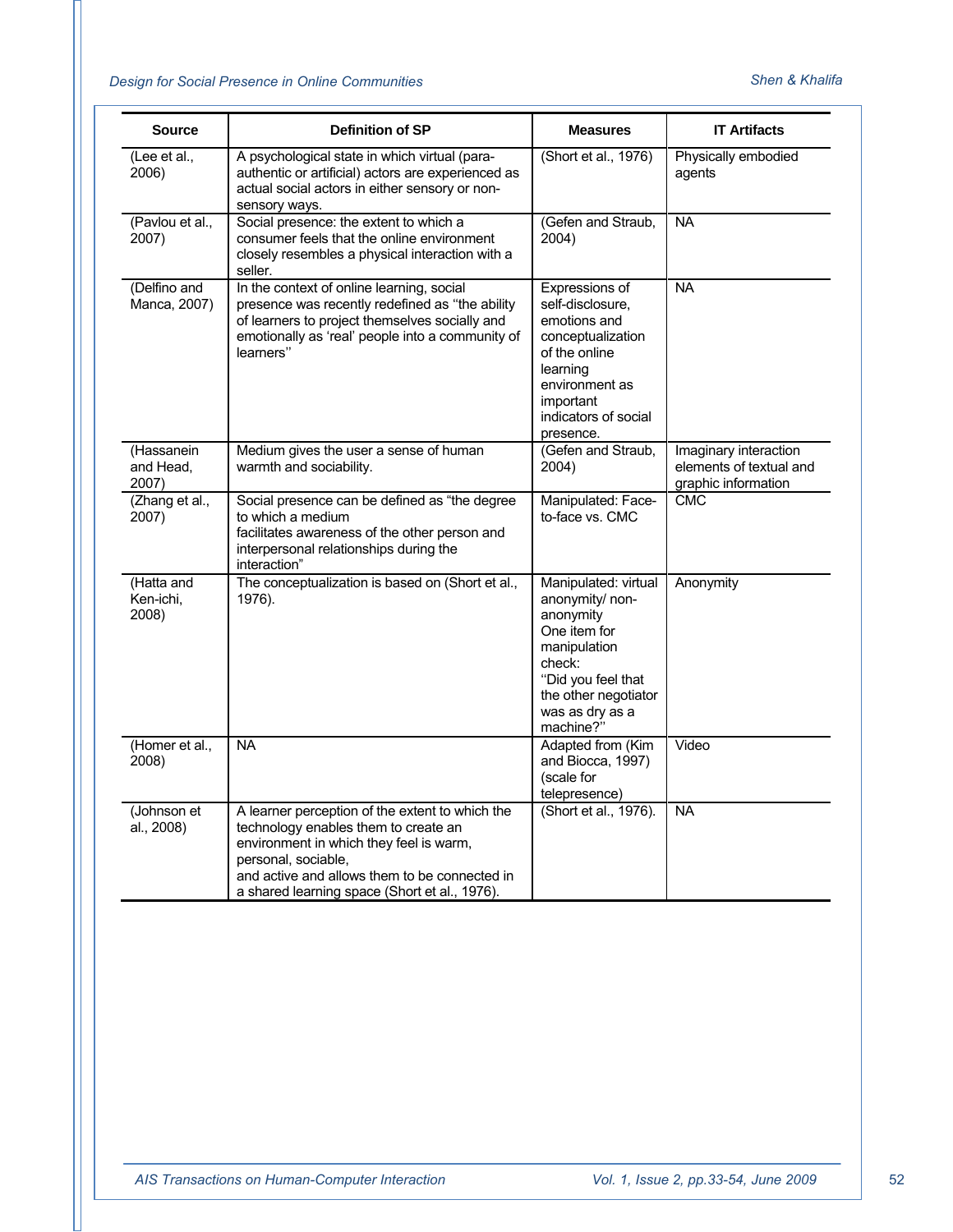| Source | Definition of SP | Measures | IT Artifacts |
|---|---|---|---|
| (Lee et al., 2006) | A psychological state in which virtual (para-authentic or artificial) actors are experienced as actual social actors in either sensory or non-sensory ways. | (Short et al., 1976) | Physically embodied agents |
| (Pavlou et al., 2007) | Social presence: the extent to which a consumer feels that the online environment closely resembles a physical interaction with a seller. | (Gefen and Straub, 2004) | NA |
| (Delfino and Manca, 2007) | In the context of online learning, social presence was recently redefined as ''the ability of learners to project themselves socially and emotionally as 'real' people into a community of learners'' | Expressions of self-disclosure, emotions and conceptualization of the online learning environment as important indicators of social presence. | NA |
| (Hassanein and Head, 2007) | Medium gives the user a sense of human warmth and sociability. | (Gefen and Straub, 2004) | Imaginary interaction elements of textual and graphic information |
| (Zhang et al., 2007) | Social presence can be defined as "the degree to which a medium facilitates awareness of the other person and interpersonal relationships during the interaction" | Manipulated: Face-to-face vs. CMC | CMC |
| (Hatta and Ken-ichi, 2008) | The conceptualization is based on (Short et al., 1976). | Manipulated: virtual anonymity/ non-anonymity One item for manipulation check: ''Did you feel that the other negotiator was as dry as a machine?'' | Anonymity |
| (Homer et al., 2008) | NA | Adapted from (Kim and Biocca, 1997) (scale for telepresence) | Video |
| (Johnson et al., 2008) | A learner perception of the extent to which the technology enables them to create an environment in which they feel is warm, personal, sociable, and active and allows them to be connected in a shared learning space (Short et al., 1976). | (Short et al., 1976). | NA |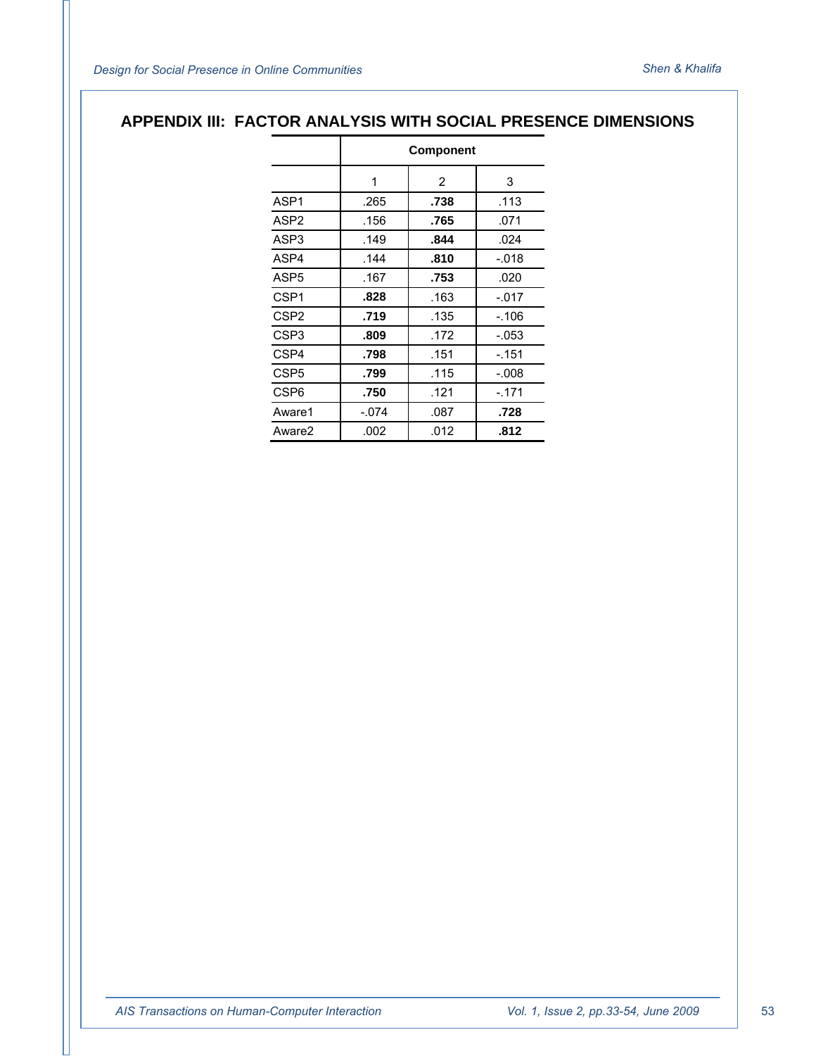## APPENDIX III: FACTOR ANALYSIS WITH SOCIAL PRESENCE DIMENSIONS

| | Component | | |
|---|---|---|---|
| | 1 | 2 | 3 |
| ASP1 | .265 | **.738** | .113 |
| ASP2 | .156 | **.765** | .071 |
| ASP3 | .149 | **.844** | .024 |
| ASP4 | .144 | **.810** | -.018 |
| ASP5 | .167 | **.753** | .020 |
| CSP1 | **.828** | .163 | -.017 |
| CSP2 | **.719** | .135 | -.106 |
| CSP3 | **.809** | .172 | -.053 |
| CSP4 | **.798** | .151 | -.151 |
| CSP5 | **.799** | .115 | -.008 |
| CSP6 | **.750** | .121 | -.171 |
| Aware1 | -.074 | .087 | **.728** |
| Aware2 | .002 | .012 | **.812** |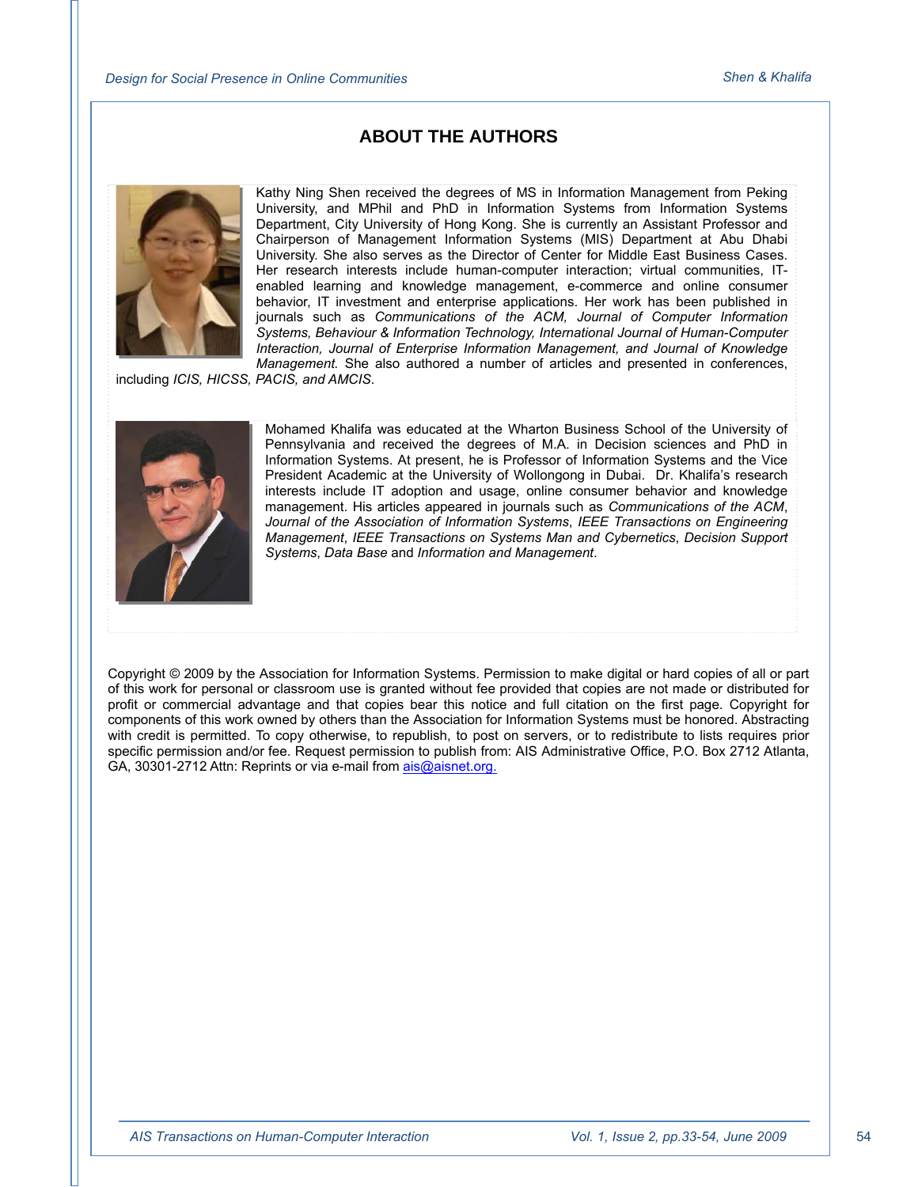## ABOUT THE AUTHORS

Kathy Ning Shen received the degrees of MS in Information Management from Peking University, and MPhil and PhD in Information Systems from Information Systems Department, City University of Hong Kong. She is currently an Assistant Professor and Chairperson of Management Information Systems (MIS) Department at Abu Dhabi University. She also serves as the Director of Center for Middle East Business Cases. Her research interests include human-computer interaction; virtual communities, IT-enabled learning and knowledge management, e-commerce and online consumer behavior, IT investment and enterprise applications. Her work has been published in journals such as *Communications of the ACM, Journal of Computer Information Systems, Behaviour & Information Technology, International Journal of Human-Computer Interaction, Journal of Enterprise Information Management, and Journal of Knowledge Management.* She also authored a number of articles and presented in conferences, including *ICIS, HICSS, PACIS, and AMCIS*.

Mohamed Khalifa was educated at the Wharton Business School of the University of Pennsylvania and received the degrees of M.A. in Decision sciences and PhD in Information Systems. At present, he is Professor of Information Systems and the Vice President Academic at the University of Wollongong in Dubai. Dr. Khalifa's research interests include IT adoption and usage, online consumer behavior and knowledge management. His articles appeared in journals such as *Communications of the ACM*, *Journal of the Association of Information Systems*, *IEEE Transactions on Engineering Management*, *IEEE Transactions on Systems Man and Cybernetics*, *Decision Support Systems*, *Data Base* and *Information and Management*.

Copyright © 2009 by the Association for Information Systems. Permission to make digital or hard copies of all or part of this work for personal or classroom use is granted without fee provided that copies are not made or distributed for profit or commercial advantage and that copies bear this notice and full citation on the first page. Copyright for components of this work owned by others than the Association for Information Systems must be honored. Abstracting with credit is permitted. To copy otherwise, to republish, to post on servers, or to redistribute to lists requires prior specific permission and/or fee. Request permission to publish from: AIS Administrative Office, P.O. Box 2712 Atlanta, GA, 30301-2712 Attn: Reprints or via e-mail from ais@aisnet.org.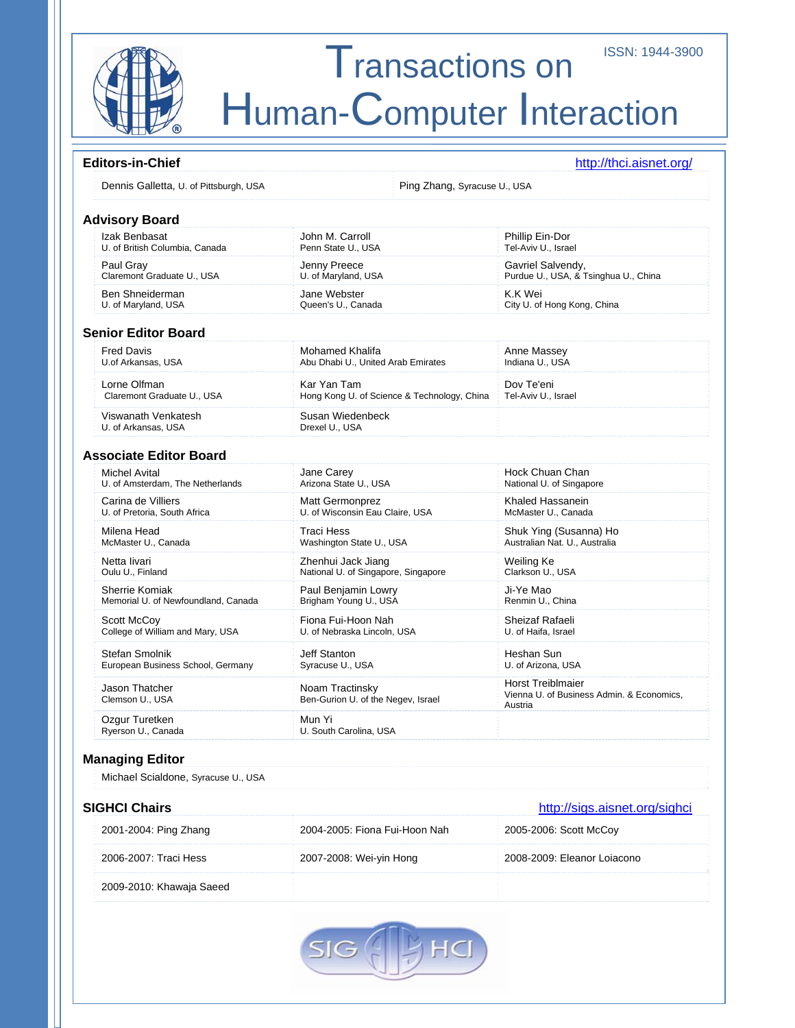# Transactions on Human-Computer Interaction

ISSN: 1944-3900

## Editors-in-Chief

http://thci.aisnet.org/

| | |
|---|---|
| Dennis Galletta, U. of Pittsburgh, USA | Ping Zhang, Syracuse U., USA |

## Advisory Board

| | | |
|---|---|---|
| Izak Benbasat<br>U. of British Columbia, Canada | John M. Carroll<br>Penn State U., USA | Phillip Ein-Dor<br>Tel-Aviv U., Israel |
| Paul Gray<br>Claremont Graduate U., USA | Jenny Preece<br>U. of Maryland, USA | Gavriel Salvendy,<br>Purdue U., USA, & Tsinghua U., China |
| Ben Shneiderman<br>U. of Maryland, USA | Jane Webster<br>Queen's U., Canada | K.K Wei<br>City U. of Hong Kong, China |

## Senior Editor Board

| | | |
|---|---|---|
| Fred Davis<br>U.of Arkansas, USA | Mohamed Khalifa<br>Abu Dhabi U., United Arab Emirates | Anne Massey<br>Indiana U., USA |
| Lorne Olfman<br>Claremont Graduate U., USA | Kar Yan Tam<br>Hong Kong U. of Science & Technology, China | Dov Te'eni<br>Tel-Aviv U., Israel |
| Viswanath Venkatesh<br>U. of Arkansas, USA | Susan Wiedenbeck<br>Drexel U., USA | |

## Associate Editor Board

| | | |
|---|---|---|
| Michel Avital<br>U. of Amsterdam, The Netherlands | Jane Carey<br>Arizona State U., USA | Hock Chuan Chan<br>National U. of Singapore |
| Carina de Villiers<br>U. of Pretoria, South Africa | Matt Germonprez<br>U. of Wisconsin Eau Claire, USA | Khaled Hassanein<br>McMaster U., Canada |
| Milena Head<br>McMaster U., Canada | Traci Hess<br>Washington State U., USA | Shuk Ying (Susanna) Ho<br>Australian Nat. U., Australia |
| Netta Iivari<br>Oulu U., Finland | Zhenhui Jack Jiang<br>National U. of Singapore, Singapore | Weiling Ke<br>Clarkson U., USA |
| Sherrie Komiak<br>Memorial U. of Newfoundland, Canada | Paul Benjamin Lowry<br>Brigham Young U., USA | Ji-Ye Mao<br>Renmin U., China |
| Scott McCoy<br>College of William and Mary, USA | Fiona Fui-Hoon Nah<br>U. of Nebraska Lincoln, USA | Sheizaf Rafaeli<br>U. of Haifa, Israel |
| Stefan Smolnik<br>European Business School, Germany | Jeff Stanton<br>Syracuse U., USA | Heshan Sun<br>U. of Arizona, USA |
| Jason Thatcher<br>Clemson U., USA | Noam Tractinsky<br>Ben-Gurion U. of the Negev, Israel | Horst Treiblmaier<br>Vienna U. of Business Admin. & Economics, Austria |
| Ozgur Turetken<br>Ryerson U., Canada | Mun Yi<br>U. South Carolina, USA | |

## Managing Editor

Michael Scialdone, Syracuse U., USA

## SIGHCI Chairs

http://sigs.aisnet.org/sighci

| | | |
|---|---|---|
| 2001-2004: Ping Zhang | 2004-2005: Fiona Fui-Hoon Nah | 2005-2006: Scott McCoy |
| 2006-2007: Traci Hess | 2007-2008: Wei-yin Hong | 2008-2009: Eleanor Loiacono |
| 2009-2010: Khawaja Saeed | | |